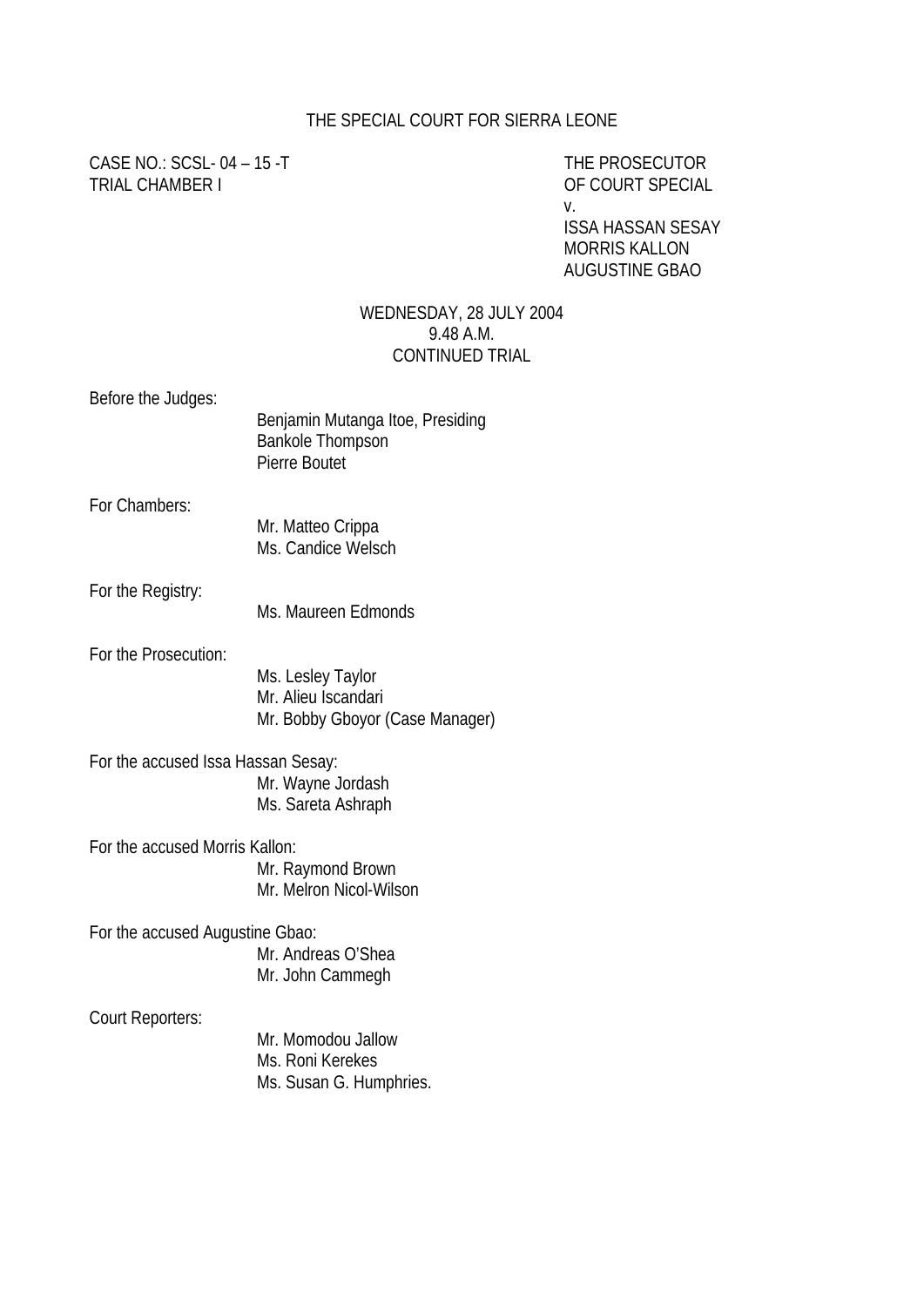# THE SPECIAL COURT FOR SIERRA LEONE

CASE NO.: SCSL- 04 – 15 -T
TRIAL CHAMBER I

THE PROSECUTOR
OF COURT SPECIAL
v.
ISSA HASSAN SESAY
MORRIS KALLON
AUGUSTINE GBAO

WEDNESDAY, 28 JULY 2004
9.48 A.M.
CONTINUED TRIAL

Before the Judges:
Benjamin Mutanga Itoe, Presiding
Bankole Thompson
Pierre Boutet

For Chambers:
Mr. Matteo Crippa
Ms. Candice Welsch

For the Registry:
Ms. Maureen Edmonds

For the Prosecution:
Ms. Lesley Taylor
Mr. Alieu Iscandari
Mr. Bobby Gboyor (Case Manager)

For the accused Issa Hassan Sesay:
Mr. Wayne Jordash
Ms. Sareta Ashraph

For the accused Morris Kallon:
Mr. Raymond Brown
Mr. Melron Nicol-Wilson

For the accused Augustine Gbao:
Mr. Andreas O'Shea
Mr. John Cammegh

Court Reporters:
Mr. Momodou Jallow
Ms. Roni Kerekes
Ms. Susan G. Humphries.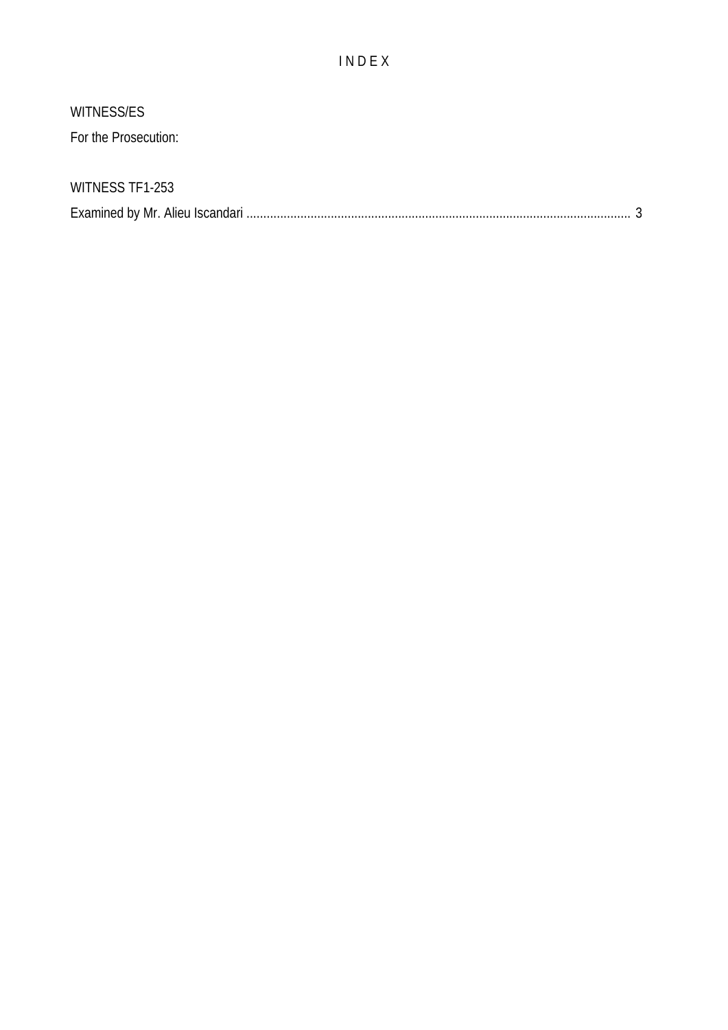# I N D E X

WITNESS/ES

For the Prosecution:

WITNESS TF1-253

Examined by Mr. Alieu Iscandari .................................................................................................................. 3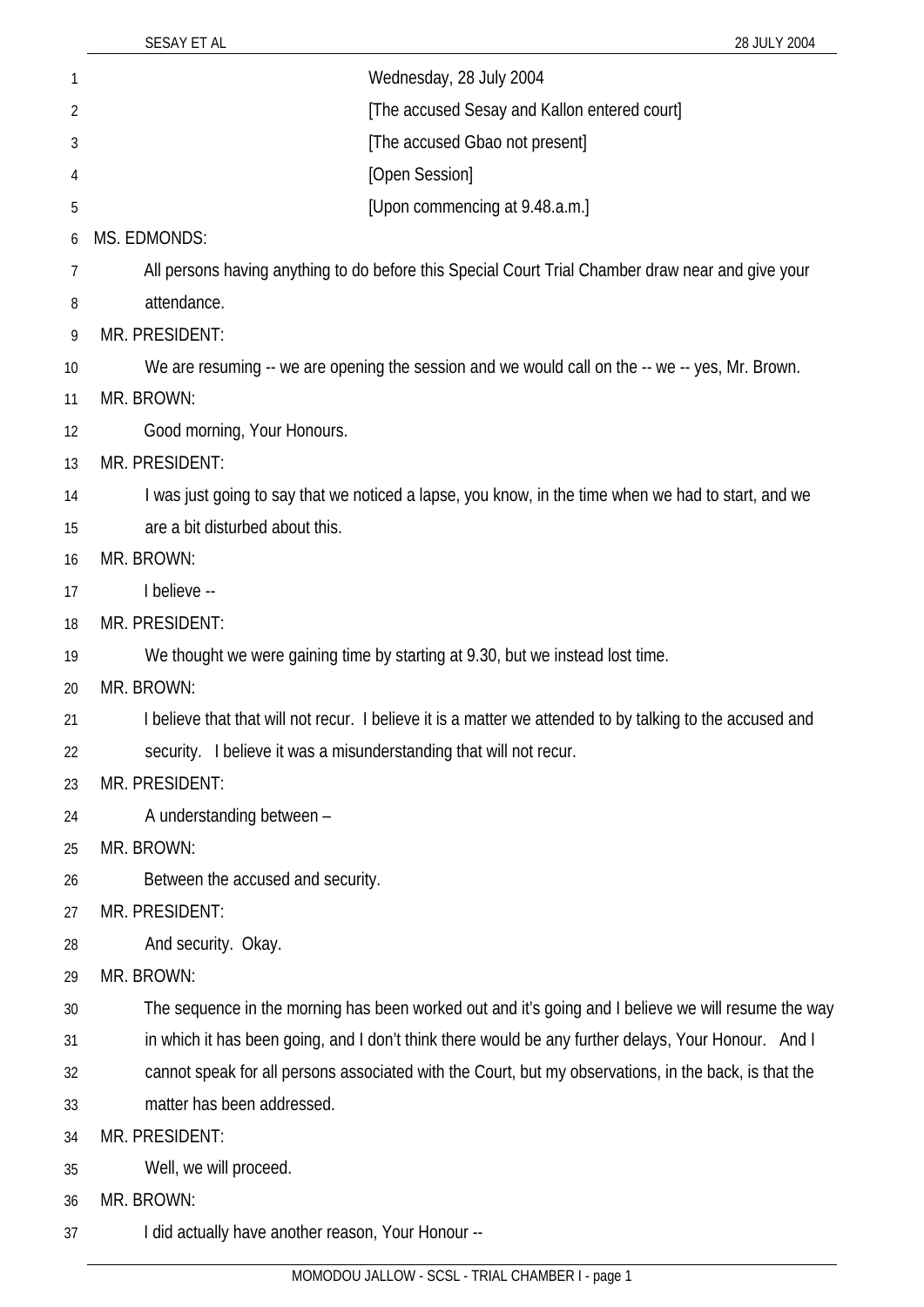Wednesday, 28 July 2004

[The accused Sesay and Kallon entered court]

[The accused Gbao not present]

[Open Session]

[Upon commencing at 9.48.a.m.]

MS. EDMONDS:

All persons having anything to do before this Special Court Trial Chamber draw near and give your attendance.

MR. PRESIDENT:

We are resuming -- we are opening the session and we would call on the -- we -- yes, Mr. Brown.

MR. BROWN:

Good morning, Your Honours.

MR. PRESIDENT:

I was just going to say that we noticed a lapse, you know, in the time when we had to start, and we are a bit disturbed about this.

MR. BROWN:

I believe --

MR. PRESIDENT:

We thought we were gaining time by starting at 9.30, but we instead lost time.

MR. BROWN:

I believe that that will not recur. I believe it is a matter we attended to by talking to the accused and security. I believe it was a misunderstanding that will not recur.

MR. PRESIDENT:

A understanding between –

MR. BROWN:

Between the accused and security.

MR. PRESIDENT:

And security. Okay.

MR. BROWN:

The sequence in the morning has been worked out and it's going and I believe we will resume the way in which it has been going, and I don't think there would be any further delays, Your Honour. And I cannot speak for all persons associated with the Court, but my observations, in the back, is that the matter has been addressed.

MR. PRESIDENT:

Well, we will proceed.

MR. BROWN:

I did actually have another reason, Your Honour --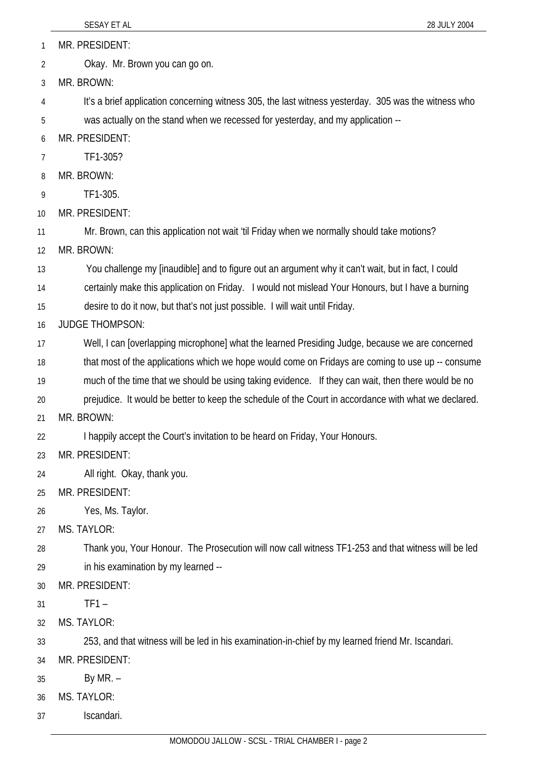MR. PRESIDENT:

Okay. Mr. Brown you can go on.

MR. BROWN:

It's a brief application concerning witness 305, the last witness yesterday. 305 was the witness who was actually on the stand when we recessed for yesterday, and my application --

MR. PRESIDENT:

TF1-305?

MR. BROWN:

TF1-305.

MR. PRESIDENT:

Mr. Brown, can this application not wait 'til Friday when we normally should take motions?

MR. BROWN:

You challenge my [inaudible] and to figure out an argument why it can't wait, but in fact, I could certainly make this application on Friday. I would not mislead Your Honours, but I have a burning desire to do it now, but that's not just possible. I will wait until Friday.

JUDGE THOMPSON:

Well, I can [overlapping microphone] what the learned Presiding Judge, because we are concerned that most of the applications which we hope would come on Fridays are coming to use up -- consume much of the time that we should be using taking evidence. If they can wait, then there would be no prejudice. It would be better to keep the schedule of the Court in accordance with what we declared.

MR. BROWN:

I happily accept the Court's invitation to be heard on Friday, Your Honours.

MR. PRESIDENT:

All right. Okay, thank you.

MR. PRESIDENT:

Yes, Ms. Taylor.

MS. TAYLOR:

Thank you, Your Honour. The Prosecution will now call witness TF1-253 and that witness will be led in his examination by my learned --

MR. PRESIDENT:

TF1 –

MS. TAYLOR:

253, and that witness will be led in his examination-in-chief by my learned friend Mr. Iscandari.

MR. PRESIDENT:

By MR. –

MS. TAYLOR:

Iscandari.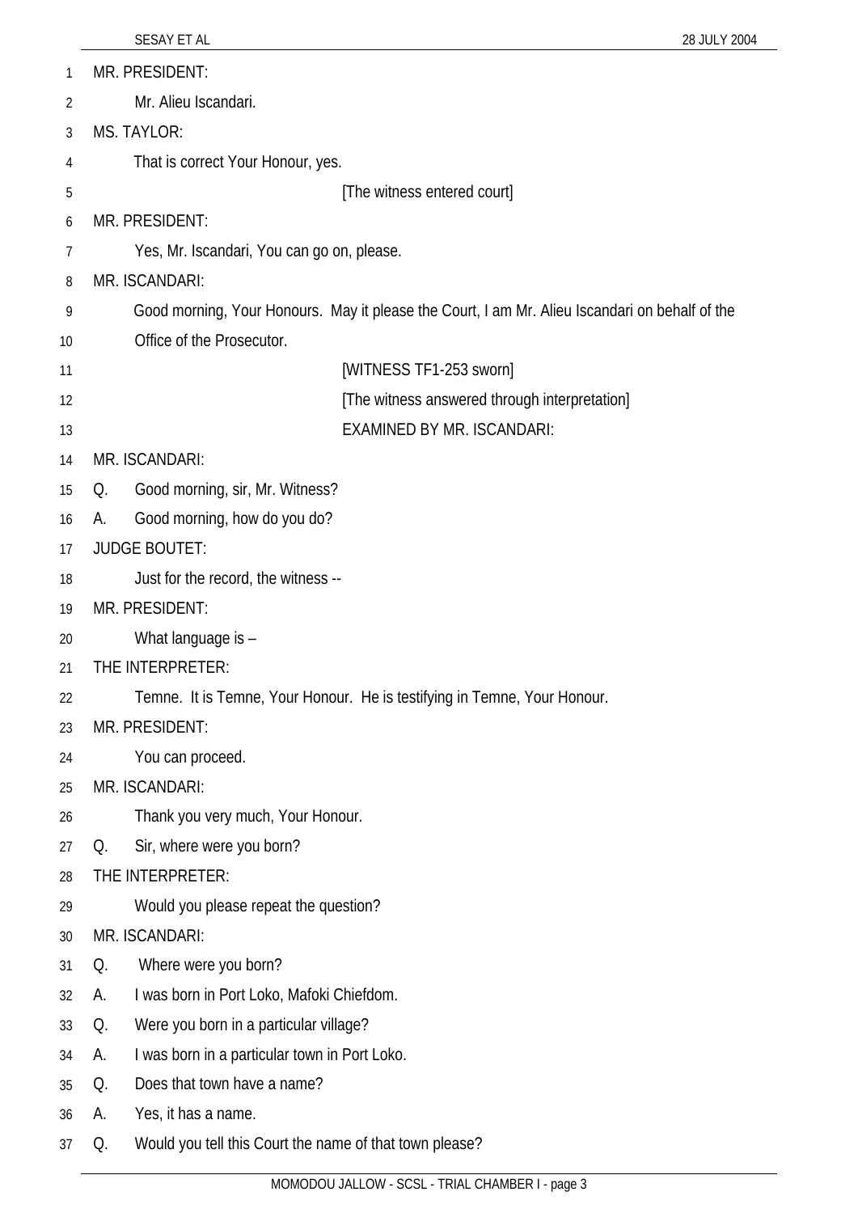MR. PRESIDENT:

Mr. Alieu Iscandari.

MS. TAYLOR:

That is correct Your Honour, yes.

[The witness entered court]

MR. PRESIDENT:

Yes, Mr. Iscandari, You can go on, please.

MR. ISCANDARI:

Good morning, Your Honours. May it please the Court, I am Mr. Alieu Iscandari on behalf of the Office of the Prosecutor.

[WITNESS TF1-253 sworn]

[The witness answered through interpretation]

EXAMINED BY MR. ISCANDARI:

MR. ISCANDARI:

Q. Good morning, sir, Mr. Witness?

A. Good morning, how do you do?

JUDGE BOUTET:

Just for the record, the witness --

MR. PRESIDENT:

What language is –

THE INTERPRETER:

Temne. It is Temne, Your Honour. He is testifying in Temne, Your Honour.

MR. PRESIDENT:

You can proceed.

MR. ISCANDARI:

Thank you very much, Your Honour.

Q. Sir, where were you born?

THE INTERPRETER:

Would you please repeat the question?

MR. ISCANDARI:

Q. Where were you born?

A. I was born in Port Loko, Mafoki Chiefdom.

Q. Were you born in a particular village?

A. I was born in a particular town in Port Loko.

Q. Does that town have a name?

A. Yes, it has a name.

Q. Would you tell this Court the name of that town please?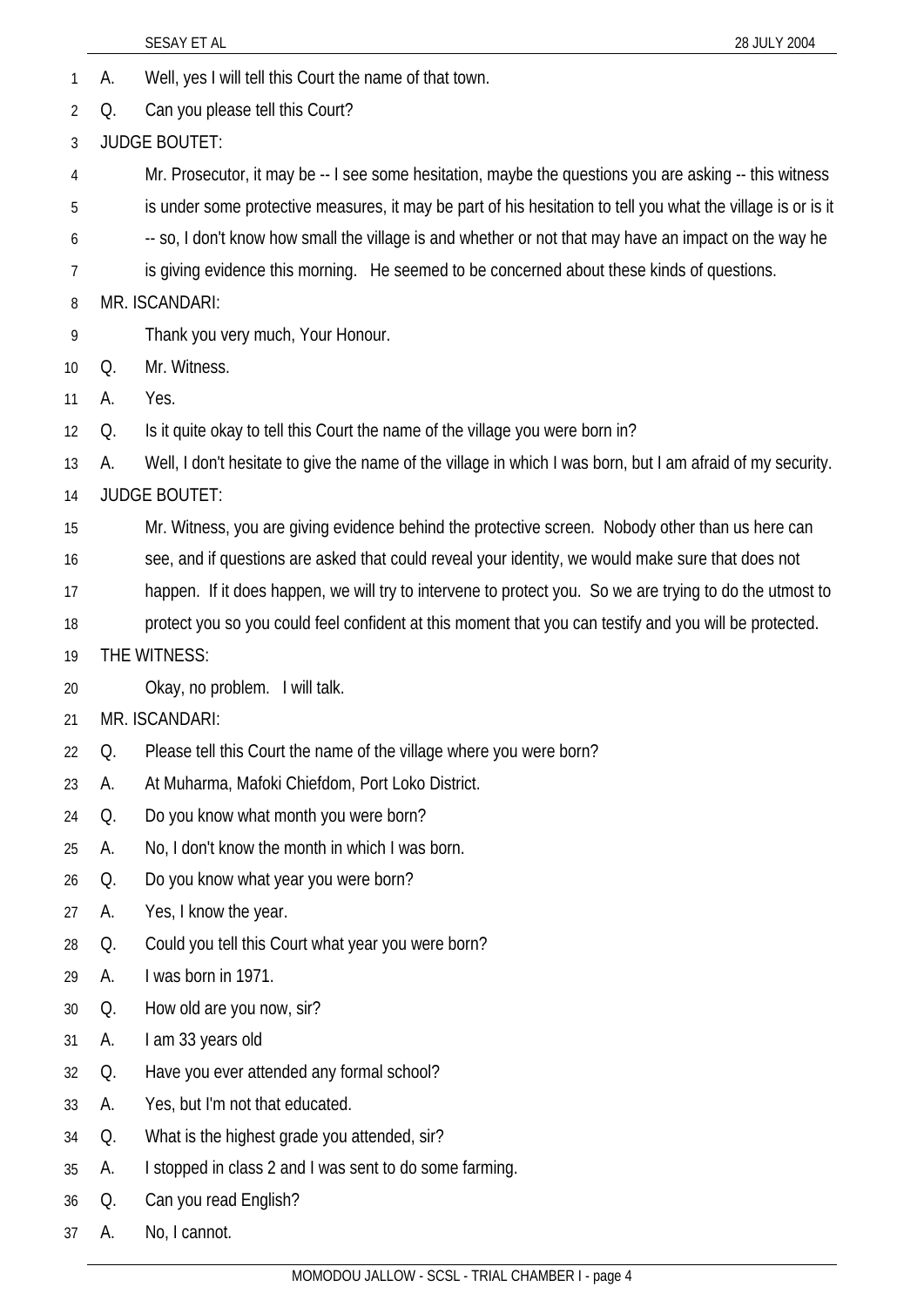A. Well, yes I will tell this Court the name of that town.

Q. Can you please tell this Court?

JUDGE BOUTET:

Mr. Prosecutor, it may be -- I see some hesitation, maybe the questions you are asking -- this witness is under some protective measures, it may be part of his hesitation to tell you what the village is or is it -- so, I don't know how small the village is and whether or not that may have an impact on the way he is giving evidence this morning. He seemed to be concerned about these kinds of questions.

MR. ISCANDARI:

Thank you very much, Your Honour.

Q. Mr. Witness.

A. Yes.

Q. Is it quite okay to tell this Court the name of the village you were born in?

A. Well, I don't hesitate to give the name of the village in which I was born, but I am afraid of my security.

JUDGE BOUTET:

Mr. Witness, you are giving evidence behind the protective screen. Nobody other than us here can see, and if questions are asked that could reveal your identity, we would make sure that does not happen. If it does happen, we will try to intervene to protect you. So we are trying to do the utmost to protect you so you could feel confident at this moment that you can testify and you will be protected.

THE WITNESS:

Okay, no problem. I will talk.

MR. ISCANDARI:

Q. Please tell this Court the name of the village where you were born?

A. At Muharma, Mafoki Chiefdom, Port Loko District.

Q. Do you know what month you were born?

A. No, I don't know the month in which I was born.

Q. Do you know what year you were born?

A. Yes, I know the year.

Q. Could you tell this Court what year you were born?

A. I was born in 1971.

Q. How old are you now, sir?

A. I am 33 years old

Q. Have you ever attended any formal school?

A. Yes, but I'm not that educated.

Q. What is the highest grade you attended, sir?

A. I stopped in class 2 and I was sent to do some farming.

Q. Can you read English?

A. No, I cannot.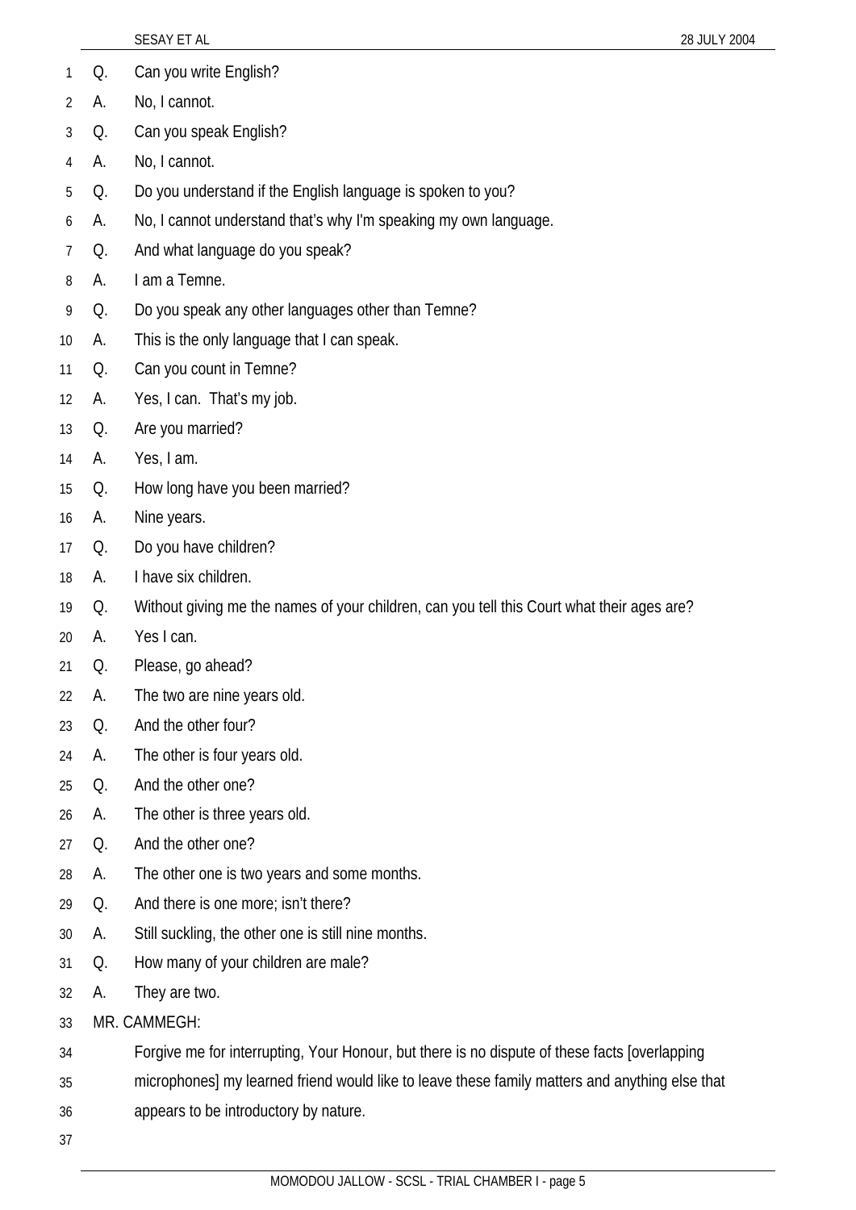Q. Can you write English?

A. No, I cannot.

Q. Can you speak English?

A. No, I cannot.

Q. Do you understand if the English language is spoken to you?

A. No, I cannot understand that's why I'm speaking my own language.

Q. And what language do you speak?

A. I am a Temne.

Q. Do you speak any other languages other than Temne?

A. This is the only language that I can speak.

Q. Can you count in Temne?

A. Yes, I can. That's my job.

Q. Are you married?

A. Yes, I am.

Q. How long have you been married?

A. Nine years.

Q. Do you have children?

A. I have six children.

Q. Without giving me the names of your children, can you tell this Court what their ages are?

A. Yes I can.

Q. Please, go ahead?

A. The two are nine years old.

Q. And the other four?

A. The other is four years old.

Q. And the other one?

A. The other is three years old.

Q. And the other one?

A. The other one is two years and some months.

Q. And there is one more; isn't there?

A. Still suckling, the other one is still nine months.

Q. How many of your children are male?

A. They are two.

MR. CAMMEGH:

Forgive me for interrupting, Your Honour, but there is no dispute of these facts [overlapping microphones] my learned friend would like to leave these family matters and anything else that appears to be introductory by nature.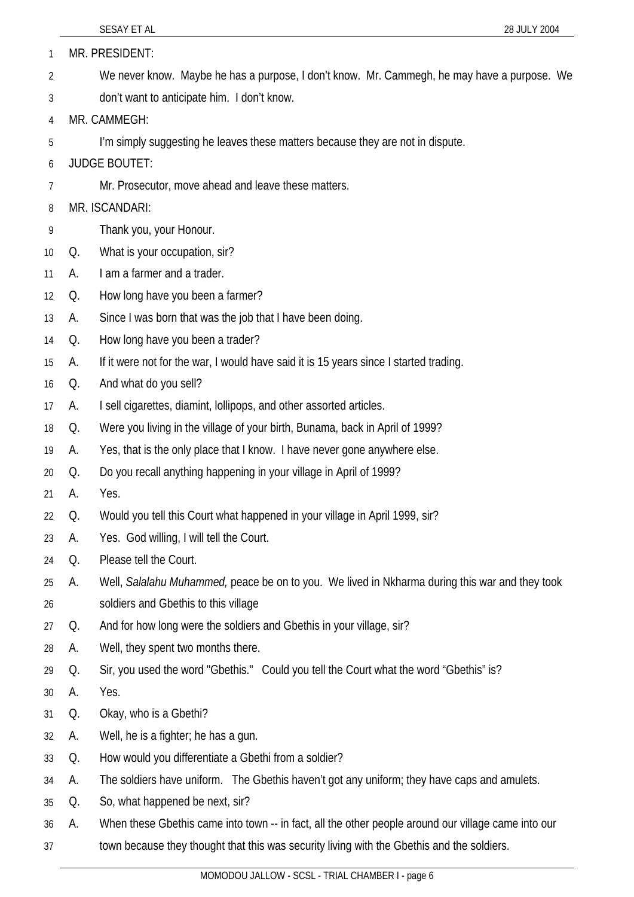MR. PRESIDENT:

We never know. Maybe he has a purpose, I don't know. Mr. Cammegh, he may have a purpose. We don't want to anticipate him. I don't know.

MR. CAMMEGH:

I'm simply suggesting he leaves these matters because they are not in dispute.

JUDGE BOUTET:

Mr. Prosecutor, move ahead and leave these matters.

MR. ISCANDARI:

Thank you, your Honour.

Q. What is your occupation, sir?

A. I am a farmer and a trader.

Q. How long have you been a farmer?

A. Since I was born that was the job that I have been doing.

Q. How long have you been a trader?

A. If it were not for the war, I would have said it is 15 years since I started trading.

Q. And what do you sell?

A. I sell cigarettes, diamint, lollipops, and other assorted articles.

Q. Were you living in the village of your birth, Bunama, back in April of 1999?

A. Yes, that is the only place that I know. I have never gone anywhere else.

Q. Do you recall anything happening in your village in April of 1999?

A. Yes.

Q. Would you tell this Court what happened in your village in April 1999, sir?

A. Yes. God willing, I will tell the Court.

Q. Please tell the Court.

A. Well, *Salalahu Muhammed,* peace be on to you. We lived in Nkharma during this war and they took soldiers and Gbethis to this village

Q. And for how long were the soldiers and Gbethis in your village, sir?

A. Well, they spent two months there.

Q. Sir, you used the word "Gbethis." Could you tell the Court what the word "Gbethis" is?

A. Yes.

Q. Okay, who is a Gbethi?

A. Well, he is a fighter; he has a gun.

Q. How would you differentiate a Gbethi from a soldier?

A. The soldiers have uniform. The Gbethis haven't got any uniform; they have caps and amulets.

Q. So, what happened be next, sir?

A. When these Gbethis came into town -- in fact, all the other people around our village came into our town because they thought that this was security living with the Gbethis and the soldiers.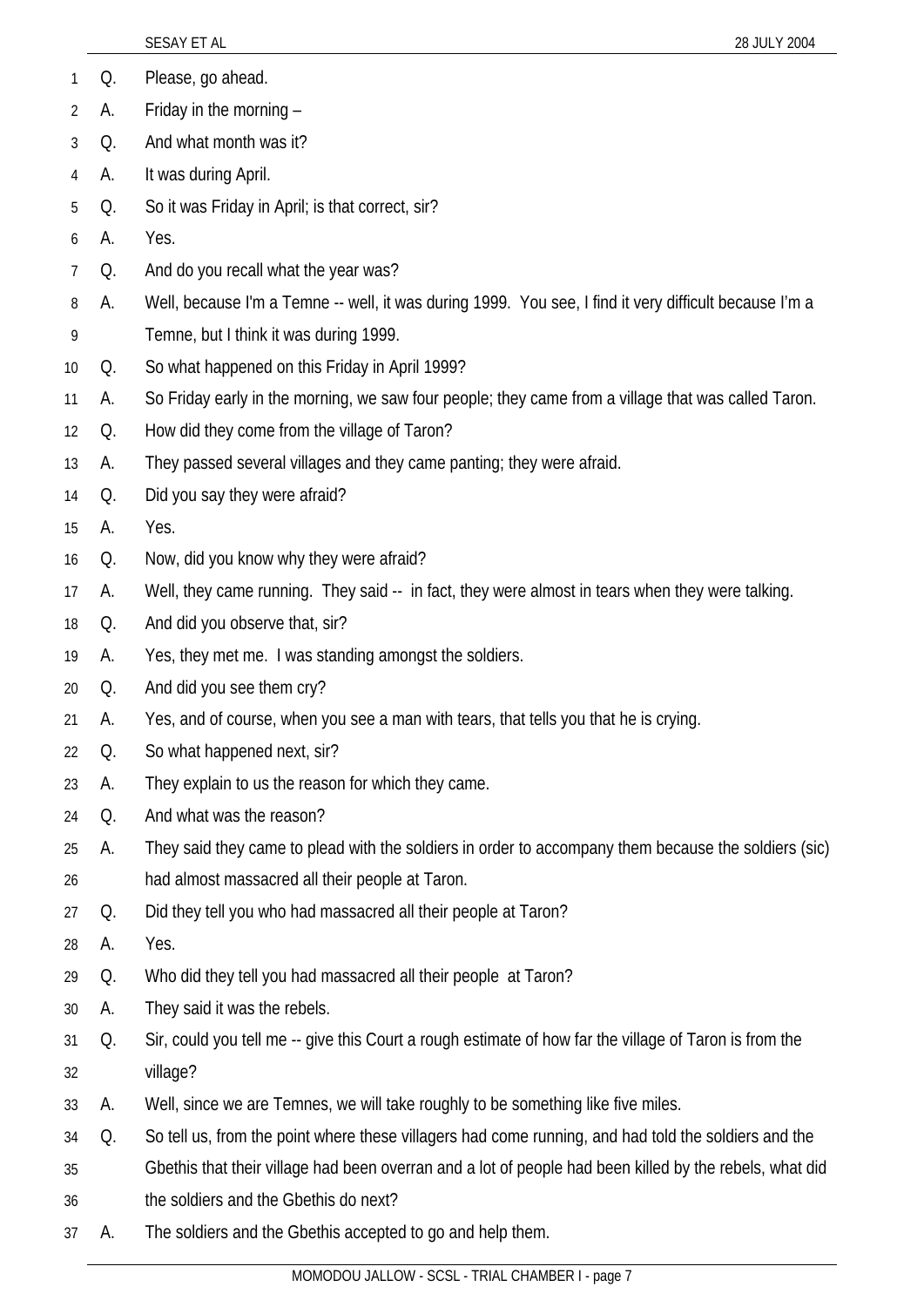Q. Please, go ahead.

A. Friday in the morning –

Q. And what month was it?

A. It was during April.

Q. So it was Friday in April; is that correct, sir?

A. Yes.

Q. And do you recall what the year was?

A. Well, because I'm a Temne -- well, it was during 1999. You see, I find it very difficult because I'm a Temne, but I think it was during 1999.

Q. So what happened on this Friday in April 1999?

A. So Friday early in the morning, we saw four people; they came from a village that was called Taron.

Q. How did they come from the village of Taron?

A. They passed several villages and they came panting; they were afraid.

Q. Did you say they were afraid?

A. Yes.

Q. Now, did you know why they were afraid?

A. Well, they came running. They said -- in fact, they were almost in tears when they were talking.

Q. And did you observe that, sir?

A. Yes, they met me. I was standing amongst the soldiers.

Q. And did you see them cry?

A. Yes, and of course, when you see a man with tears, that tells you that he is crying.

Q. So what happened next, sir?

A. They explain to us the reason for which they came.

Q. And what was the reason?

A. They said they came to plead with the soldiers in order to accompany them because the soldiers (sic) had almost massacred all their people at Taron.

Q. Did they tell you who had massacred all their people at Taron?

A. Yes.

Q. Who did they tell you had massacred all their people at Taron?

A. They said it was the rebels.

Q. Sir, could you tell me -- give this Court a rough estimate of how far the village of Taron is from the village?

A. Well, since we are Temnes, we will take roughly to be something like five miles.

Q. So tell us, from the point where these villagers had come running, and had told the soldiers and the Gbethis that their village had been overran and a lot of people had been killed by the rebels, what did the soldiers and the Gbethis do next?

A. The soldiers and the Gbethis accepted to go and help them.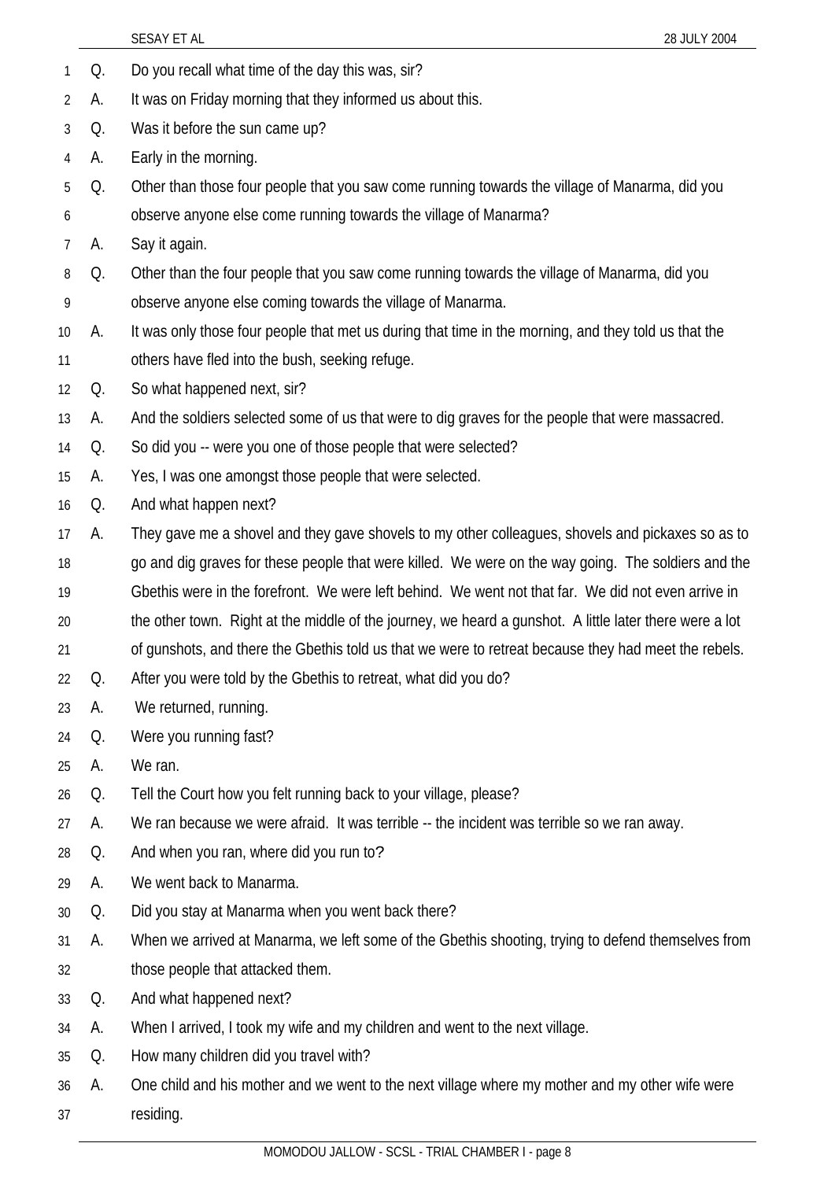Q. Do you recall what time of the day this was, sir?

A. It was on Friday morning that they informed us about this.

Q. Was it before the sun came up?

A. Early in the morning.

Q. Other than those four people that you saw come running towards the village of Manarma, did you observe anyone else come running towards the village of Manarma?

A. Say it again.

Q. Other than the four people that you saw come running towards the village of Manarma, did you observe anyone else coming towards the village of Manarma.

A. It was only those four people that met us during that time in the morning, and they told us that the others have fled into the bush, seeking refuge.

Q. So what happened next, sir?

A. And the soldiers selected some of us that were to dig graves for the people that were massacred.

Q. So did you -- were you one of those people that were selected?

A. Yes, I was one amongst those people that were selected.

Q. And what happen next?

A. They gave me a shovel and they gave shovels to my other colleagues, shovels and pickaxes so as to go and dig graves for these people that were killed. We were on the way going. The soldiers and the Gbethis were in the forefront. We were left behind. We went not that far. We did not even arrive in the other town. Right at the middle of the journey, we heard a gunshot. A little later there were a lot of gunshots, and there the Gbethis told us that we were to retreat because they had meet the rebels.

Q. After you were told by the Gbethis to retreat, what did you do?

A. We returned, running.

Q. Were you running fast?

A. We ran.

Q. Tell the Court how you felt running back to your village, please?

A. We ran because we were afraid. It was terrible -- the incident was terrible so we ran away.

Q. And when you ran, where did you run to?

A. We went back to Manarma.

Q. Did you stay at Manarma when you went back there?

A. When we arrived at Manarma, we left some of the Gbethis shooting, trying to defend themselves from those people that attacked them.

Q. And what happened next?

A. When I arrived, I took my wife and my children and went to the next village.

Q. How many children did you travel with?

A. One child and his mother and we went to the next village where my mother and my other wife were residing.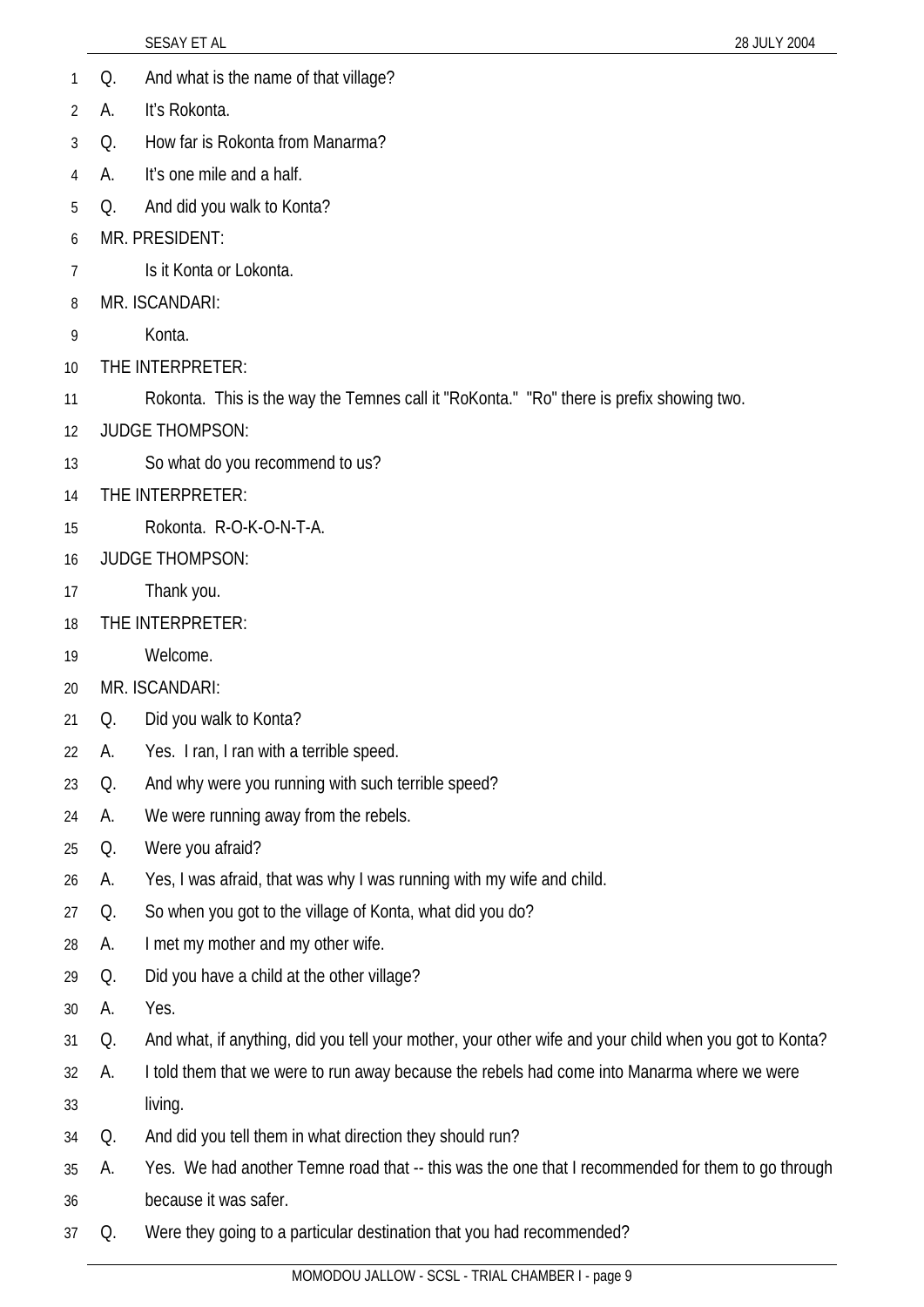Q. And what is the name of that village?

A. It's Rokonta.

Q. How far is Rokonta from Manarma?

A. It's one mile and a half.

Q. And did you walk to Konta?

MR. PRESIDENT:

Is it Konta or Lokonta.

MR. ISCANDARI:

Konta.

THE INTERPRETER:

Rokonta. This is the way the Temnes call it "RoKonta." "Ro" there is prefix showing two.

JUDGE THOMPSON:

So what do you recommend to us?

THE INTERPRETER:

Rokonta. R-O-K-O-N-T-A.

JUDGE THOMPSON:

Thank you.

THE INTERPRETER:

Welcome.

MR. ISCANDARI:

Q. Did you walk to Konta?

A. Yes. I ran, I ran with a terrible speed.

Q. And why were you running with such terrible speed?

A. We were running away from the rebels.

Q. Were you afraid?

A. Yes, I was afraid, that was why I was running with my wife and child.

Q. So when you got to the village of Konta, what did you do?

A. I met my mother and my other wife.

Q. Did you have a child at the other village?

A. Yes.

Q. And what, if anything, did you tell your mother, your other wife and your child when you got to Konta?

A. I told them that we were to run away because the rebels had come into Manarma where we were living.

Q. And did you tell them in what direction they should run?

A. Yes. We had another Temne road that -- this was the one that I recommended for them to go through because it was safer.

Q. Were they going to a particular destination that you had recommended?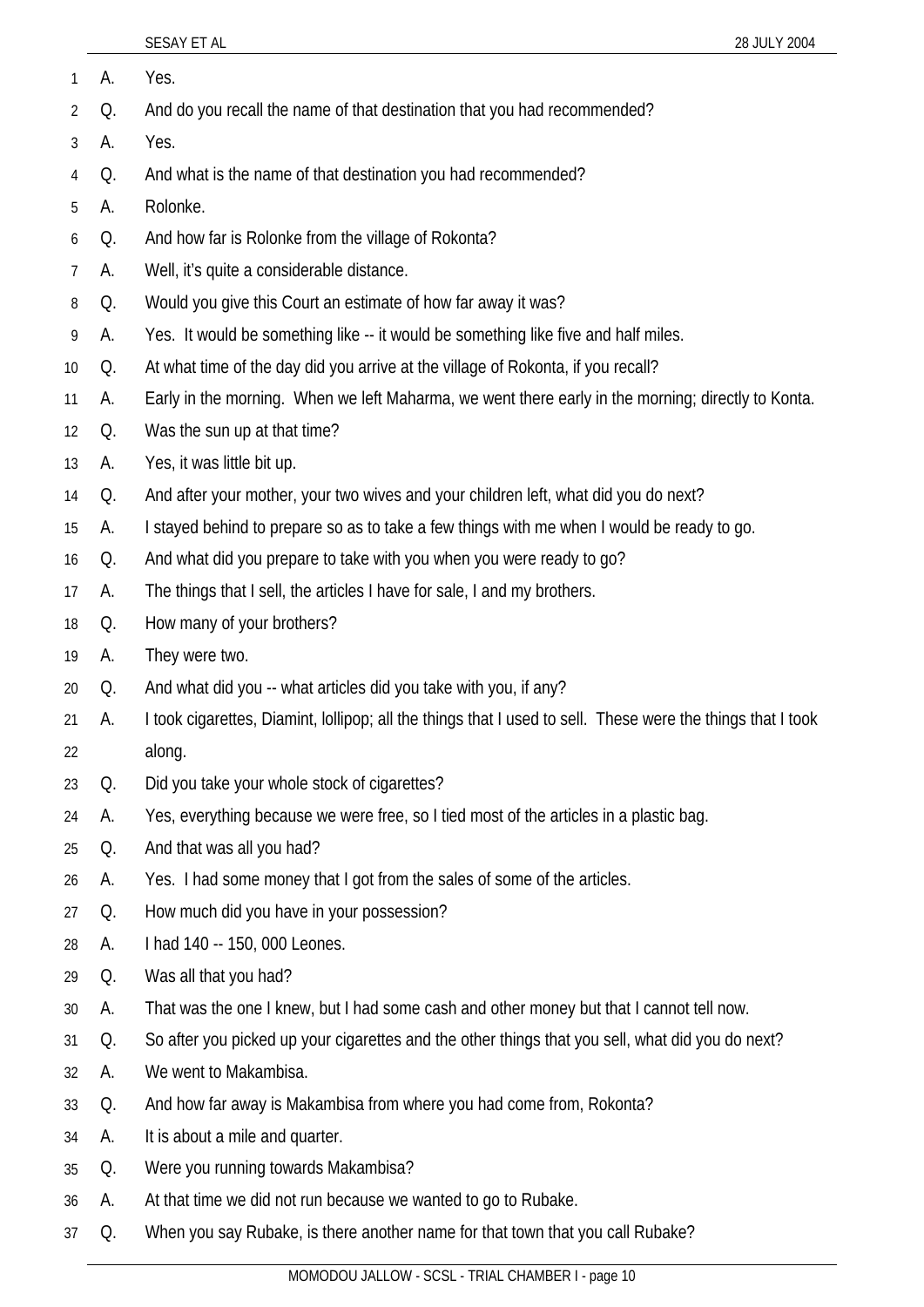A. Yes.

Q. And do you recall the name of that destination that you had recommended?

A. Yes.

Q. And what is the name of that destination you had recommended?

A. Rolonke.

Q. And how far is Rolonke from the village of Rokonta?

A. Well, it's quite a considerable distance.

Q. Would you give this Court an estimate of how far away it was?

A. Yes. It would be something like -- it would be something like five and half miles.

Q. At what time of the day did you arrive at the village of Rokonta, if you recall?

A. Early in the morning. When we left Maharma, we went there early in the morning; directly to Konta.

Q. Was the sun up at that time?

A. Yes, it was little bit up.

Q. And after your mother, your two wives and your children left, what did you do next?

A. I stayed behind to prepare so as to take a few things with me when I would be ready to go.

Q. And what did you prepare to take with you when you were ready to go?

A. The things that I sell, the articles I have for sale, I and my brothers.

Q. How many of your brothers?

A. They were two.

Q. And what did you -- what articles did you take with you, if any?

A. I took cigarettes, Diamint, lollipop; all the things that I used to sell. These were the things that I took along.

Q. Did you take your whole stock of cigarettes?

A. Yes, everything because we were free, so I tied most of the articles in a plastic bag.

Q. And that was all you had?

A. Yes. I had some money that I got from the sales of some of the articles.

Q. How much did you have in your possession?

A. I had 140 -- 150, 000 Leones.

Q. Was all that you had?

A. That was the one I knew, but I had some cash and other money but that I cannot tell now.

Q. So after you picked up your cigarettes and the other things that you sell, what did you do next?

A. We went to Makambisa.

Q. And how far away is Makambisa from where you had come from, Rokonta?

A. It is about a mile and quarter.

Q. Were you running towards Makambisa?

A. At that time we did not run because we wanted to go to Rubake.

Q. When you say Rubake, is there another name for that town that you call Rubake?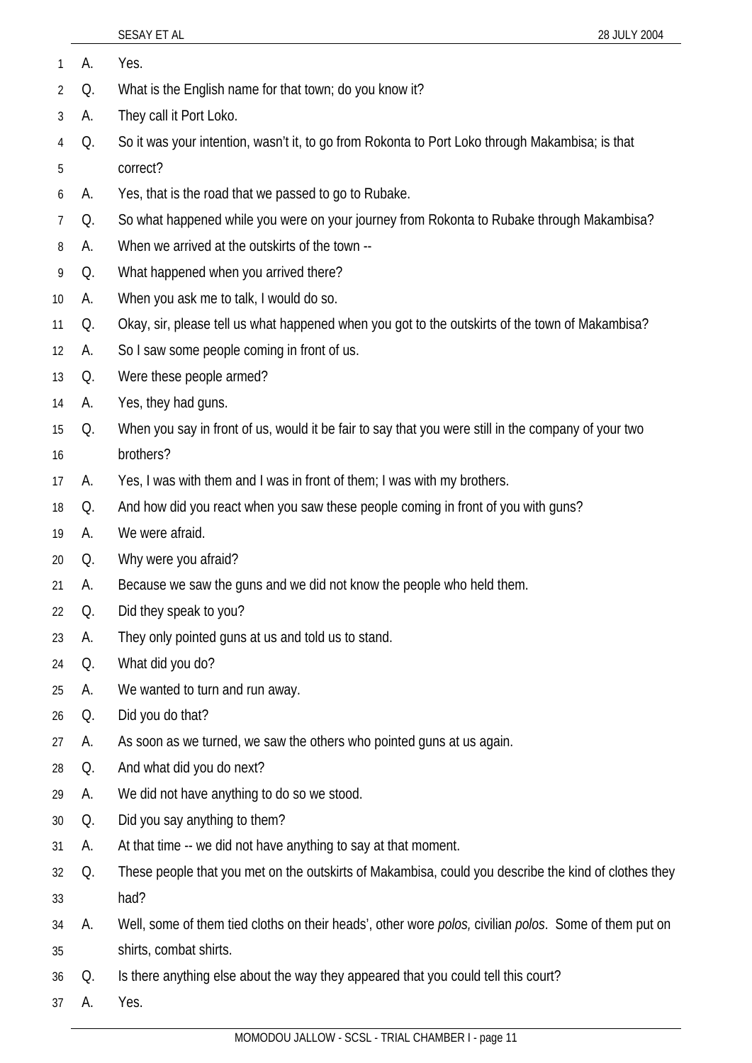A. Yes.

Q. What is the English name for that town; do you know it?

A. They call it Port Loko.

Q. So it was your intention, wasn't it, to go from Rokonta to Port Loko through Makambisa; is that correct?

A. Yes, that is the road that we passed to go to Rubake.

Q. So what happened while you were on your journey from Rokonta to Rubake through Makambisa?

A. When we arrived at the outskirts of the town --

Q. What happened when you arrived there?

A. When you ask me to talk, I would do so.

Q. Okay, sir, please tell us what happened when you got to the outskirts of the town of Makambisa?

A. So I saw some people coming in front of us.

Q. Were these people armed?

A. Yes, they had guns.

Q. When you say in front of us, would it be fair to say that you were still in the company of your two brothers?

A. Yes, I was with them and I was in front of them; I was with my brothers.

Q. And how did you react when you saw these people coming in front of you with guns?

A. We were afraid.

Q. Why were you afraid?

A. Because we saw the guns and we did not know the people who held them.

Q. Did they speak to you?

A. They only pointed guns at us and told us to stand.

Q. What did you do?

A. We wanted to turn and run away.

Q. Did you do that?

A. As soon as we turned, we saw the others who pointed guns at us again.

Q. And what did you do next?

A. We did not have anything to do so we stood.

Q. Did you say anything to them?

A. At that time -- we did not have anything to say at that moment.

Q. These people that you met on the outskirts of Makambisa, could you describe the kind of clothes they had?

A. Well, some of them tied cloths on their heads', other wore *polos,* civilian *polos*. Some of them put on shirts, combat shirts.

Q. Is there anything else about the way they appeared that you could tell this court?

A. Yes.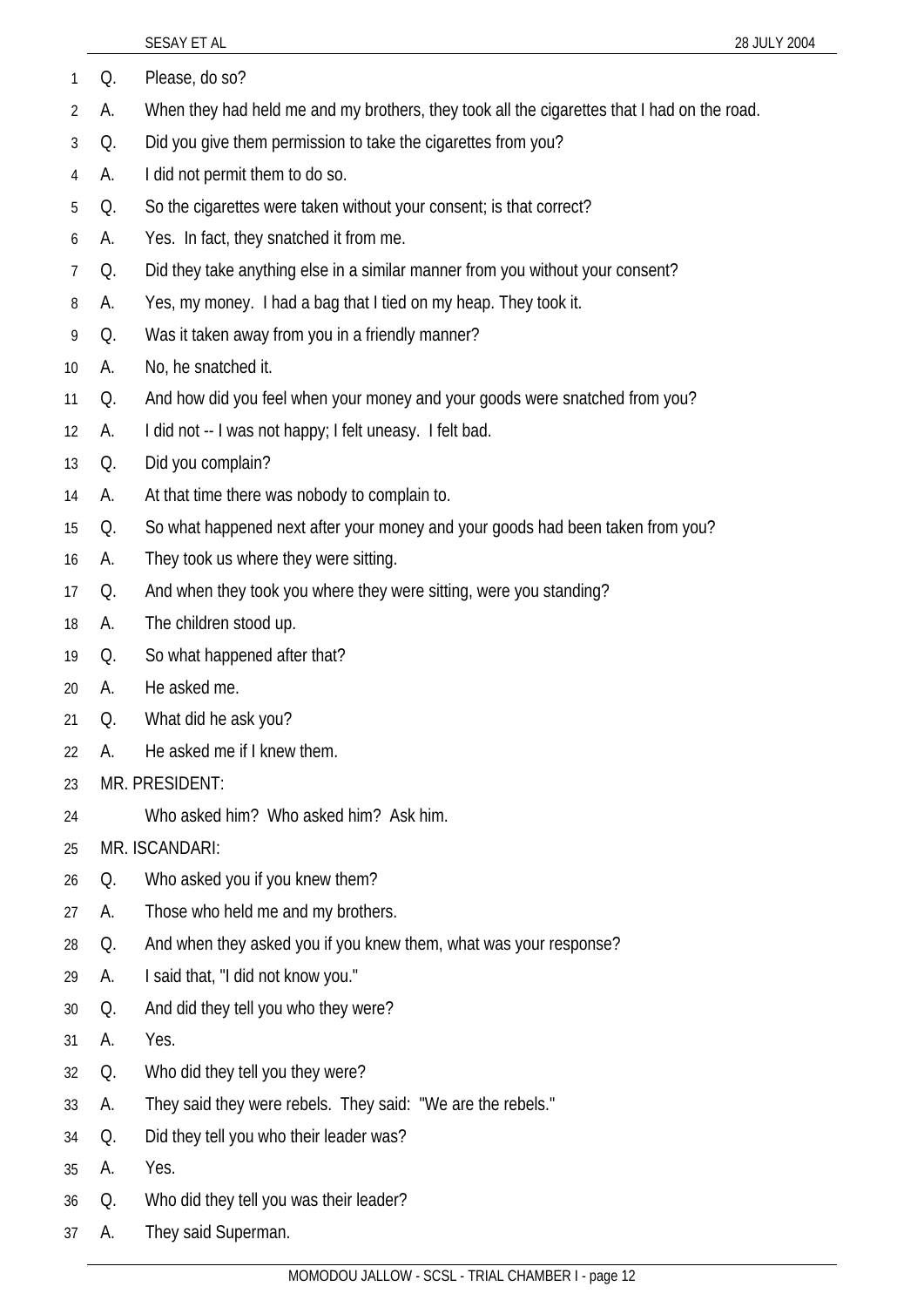Q. Please, do so?

A. When they had held me and my brothers, they took all the cigarettes that I had on the road.

Q. Did you give them permission to take the cigarettes from you?

A. I did not permit them to do so.

Q. So the cigarettes were taken without your consent; is that correct?

A. Yes. In fact, they snatched it from me.

Q. Did they take anything else in a similar manner from you without your consent?

A. Yes, my money. I had a bag that I tied on my heap. They took it.

Q. Was it taken away from you in a friendly manner?

A. No, he snatched it.

Q. And how did you feel when your money and your goods were snatched from you?

A. I did not -- I was not happy; I felt uneasy. I felt bad.

Q. Did you complain?

A. At that time there was nobody to complain to.

Q. So what happened next after your money and your goods had been taken from you?

A. They took us where they were sitting.

Q. And when they took you where they were sitting, were you standing?

A. The children stood up.

Q. So what happened after that?

A. He asked me.

Q. What did he ask you?

A. He asked me if I knew them.

MR. PRESIDENT:

Who asked him? Who asked him? Ask him.

MR. ISCANDARI:

Q. Who asked you if you knew them?

A. Those who held me and my brothers.

Q. And when they asked you if you knew them, what was your response?

A. I said that, "I did not know you."

Q. And did they tell you who they were?

A. Yes.

Q. Who did they tell you they were?

A. They said they were rebels. They said: "We are the rebels."

Q. Did they tell you who their leader was?

A. Yes.

Q. Who did they tell you was their leader?

A. They said Superman.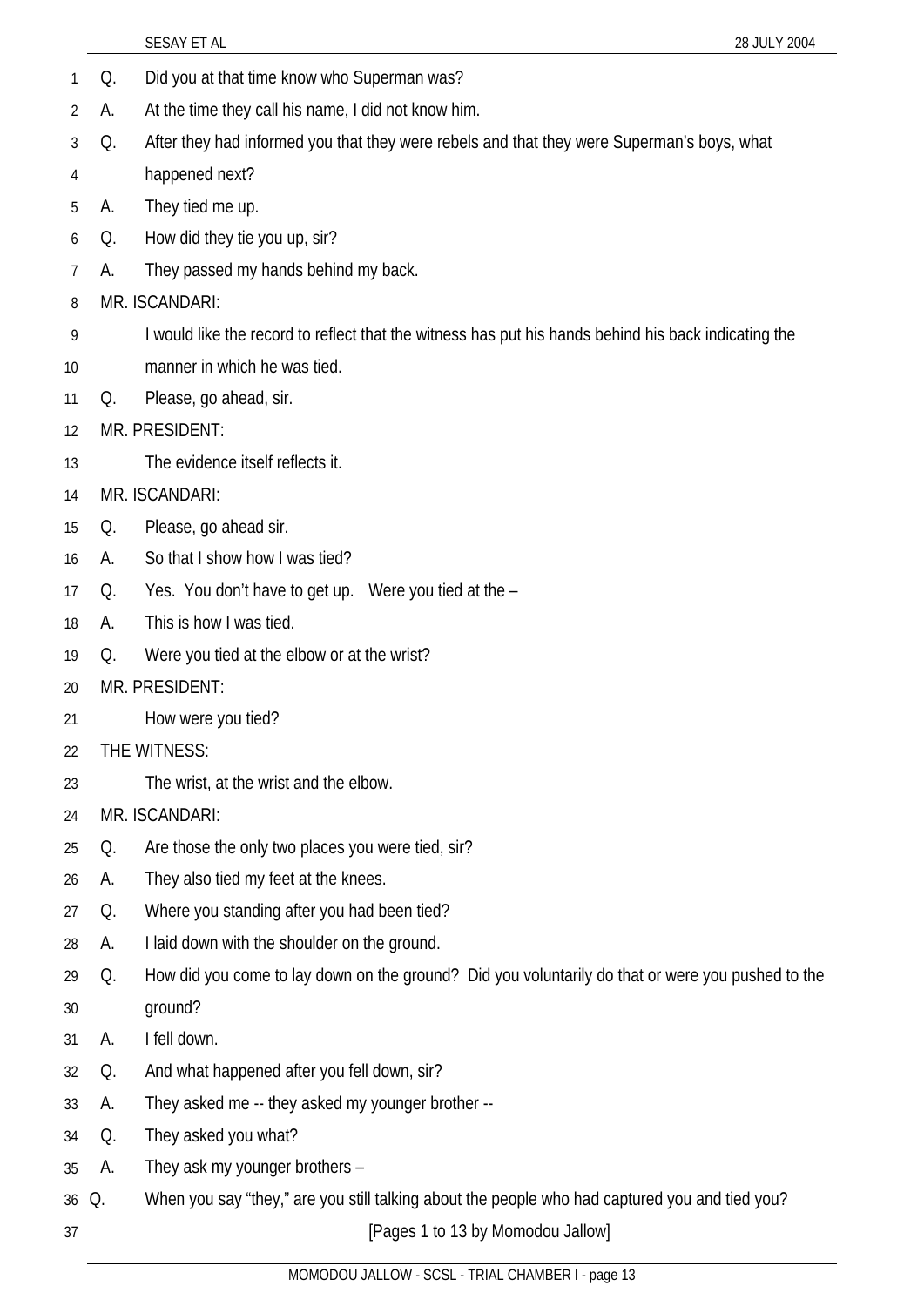Q. Did you at that time know who Superman was?

A. At the time they call his name, I did not know him.

Q. After they had informed you that they were rebels and that they were Superman's boys, what happened next?

A. They tied me up.

Q. How did they tie you up, sir?

A. They passed my hands behind my back.

MR. ISCANDARI:

I would like the record to reflect that the witness has put his hands behind his back indicating the manner in which he was tied.

Q. Please, go ahead, sir.

MR. PRESIDENT:

The evidence itself reflects it.

MR. ISCANDARI:

Q. Please, go ahead sir.

A. So that I show how I was tied?

Q. Yes. You don't have to get up. Were you tied at the –

A. This is how I was tied.

Q. Were you tied at the elbow or at the wrist?

MR. PRESIDENT:

How were you tied?

THE WITNESS:

The wrist, at the wrist and the elbow.

MR. ISCANDARI:

Q. Are those the only two places you were tied, sir?

A. They also tied my feet at the knees.

Q. Where you standing after you had been tied?

A. I laid down with the shoulder on the ground.

Q. How did you come to lay down on the ground? Did you voluntarily do that or were you pushed to the ground?

A. I fell down.

Q. And what happened after you fell down, sir?

A. They asked me -- they asked my younger brother --

Q. They asked you what?

A. They ask my younger brothers –

Q. When you say "they," are you still talking about the people who had captured you and tied you?

[Pages 1 to 13 by Momodou Jallow]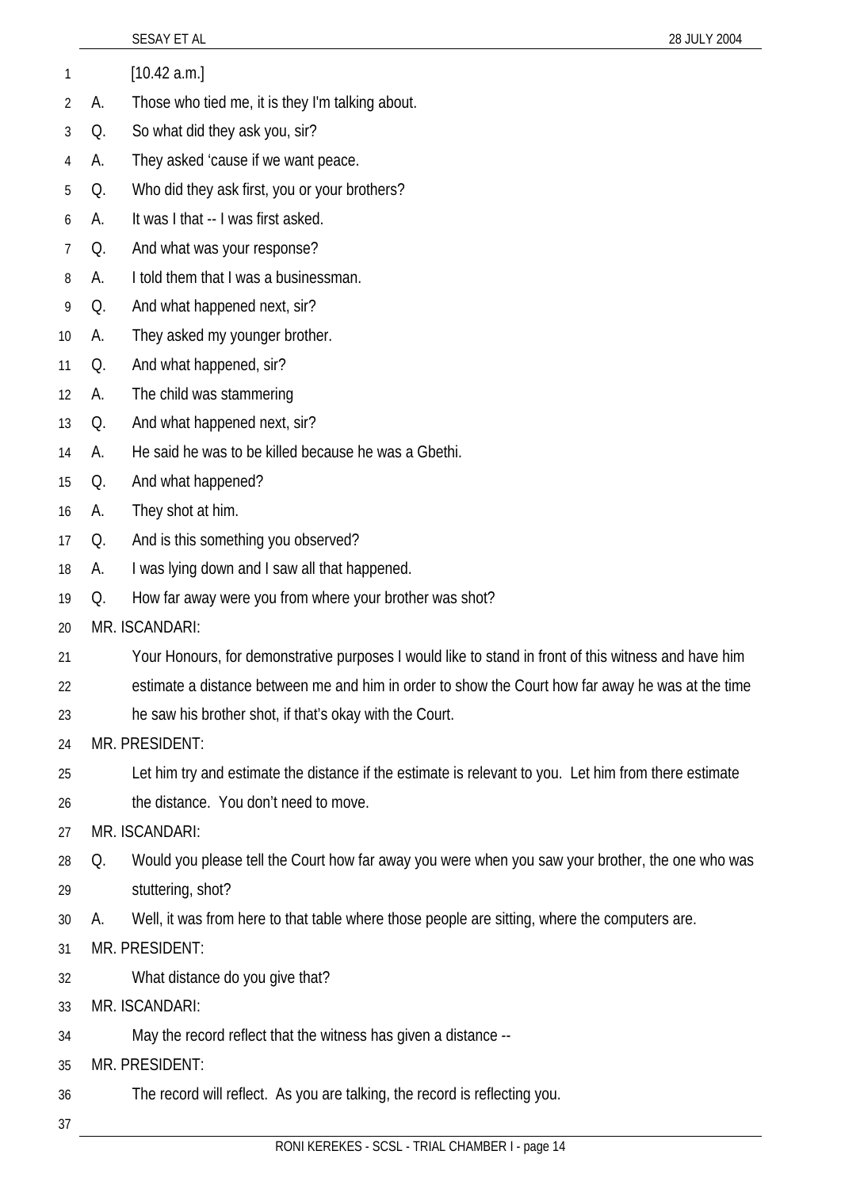[10.42 a.m.]

A. Those who tied me, it is they I'm talking about.

Q. So what did they ask you, sir?

A. They asked 'cause if we want peace.

Q. Who did they ask first, you or your brothers?

A. It was I that -- I was first asked.

Q. And what was your response?

A. I told them that I was a businessman.

Q. And what happened next, sir?

A. They asked my younger brother.

Q. And what happened, sir?

A. The child was stammering

Q. And what happened next, sir?

A. He said he was to be killed because he was a Gbethi.

Q. And what happened?

A. They shot at him.

Q. And is this something you observed?

A. I was lying down and I saw all that happened.

Q. How far away were you from where your brother was shot?

MR. ISCANDARI:

Your Honours, for demonstrative purposes I would like to stand in front of this witness and have him estimate a distance between me and him in order to show the Court how far away he was at the time he saw his brother shot, if that's okay with the Court.

MR. PRESIDENT:

Let him try and estimate the distance if the estimate is relevant to you. Let him from there estimate the distance. You don't need to move.

MR. ISCANDARI:

Q. Would you please tell the Court how far away you were when you saw your brother, the one who was stuttering, shot?

A. Well, it was from here to that table where those people are sitting, where the computers are.

MR. PRESIDENT:

What distance do you give that?

MR. ISCANDARI:

May the record reflect that the witness has given a distance --

MR. PRESIDENT:

The record will reflect. As you are talking, the record is reflecting you.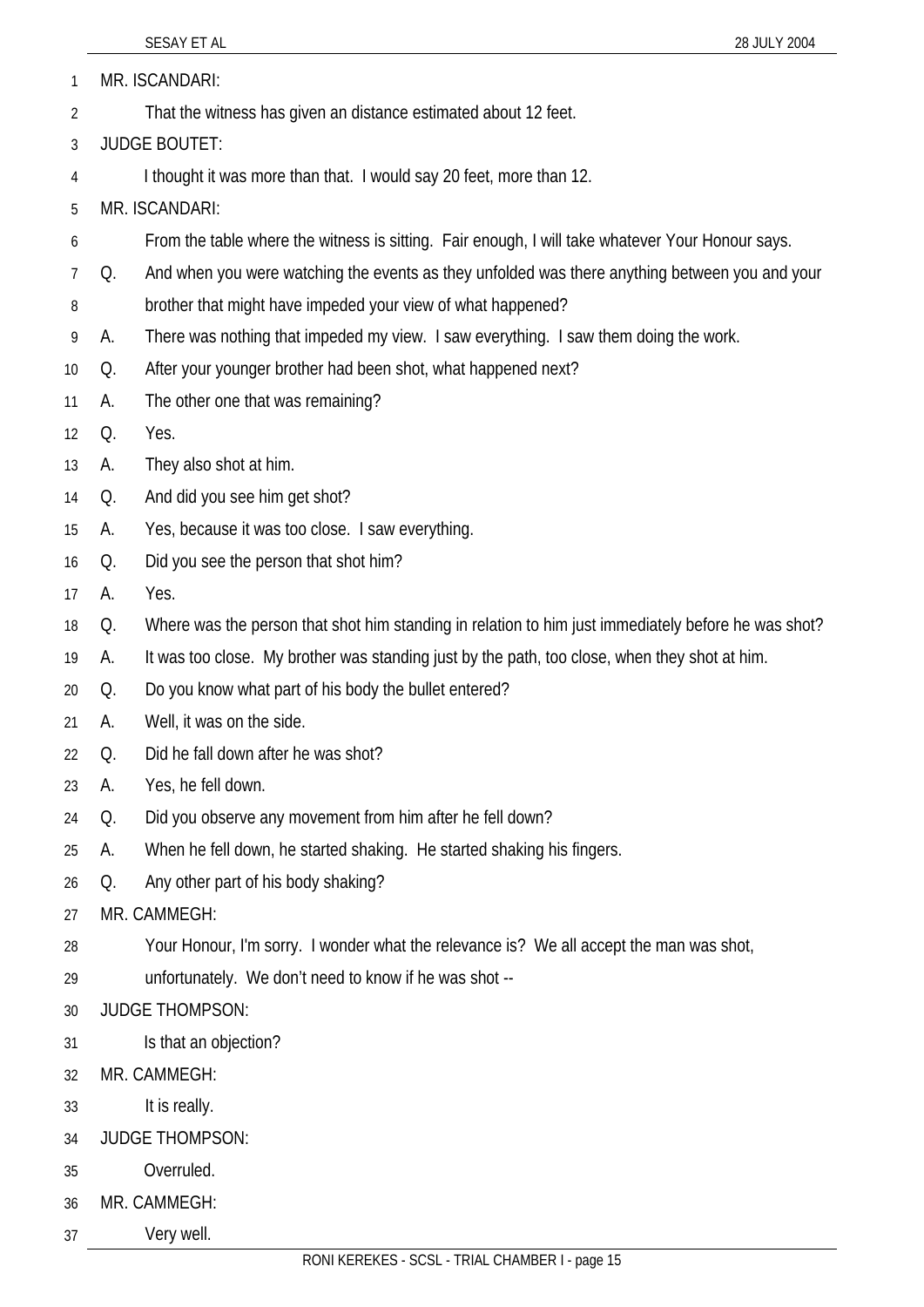MR. ISCANDARI:

That the witness has given an distance estimated about 12 feet.

JUDGE BOUTET:

I thought it was more than that. I would say 20 feet, more than 12.

MR. ISCANDARI:

From the table where the witness is sitting. Fair enough, I will take whatever Your Honour says.

Q. And when you were watching the events as they unfolded was there anything between you and your brother that might have impeded your view of what happened?

A. There was nothing that impeded my view. I saw everything. I saw them doing the work.

Q. After your younger brother had been shot, what happened next?

A. The other one that was remaining?

Q. Yes.

A. They also shot at him.

Q. And did you see him get shot?

A. Yes, because it was too close. I saw everything.

Q. Did you see the person that shot him?

A. Yes.

Q. Where was the person that shot him standing in relation to him just immediately before he was shot?

A. It was too close. My brother was standing just by the path, too close, when they shot at him.

Q. Do you know what part of his body the bullet entered?

A. Well, it was on the side.

Q. Did he fall down after he was shot?

A. Yes, he fell down.

Q. Did you observe any movement from him after he fell down?

A. When he fell down, he started shaking. He started shaking his fingers.

Q. Any other part of his body shaking?

MR. CAMMEGH:

Your Honour, I'm sorry. I wonder what the relevance is? We all accept the man was shot, unfortunately. We don't need to know if he was shot --

JUDGE THOMPSON:

Is that an objection?

MR. CAMMEGH:

It is really.

JUDGE THOMPSON:

Overruled.

MR. CAMMEGH:

Very well.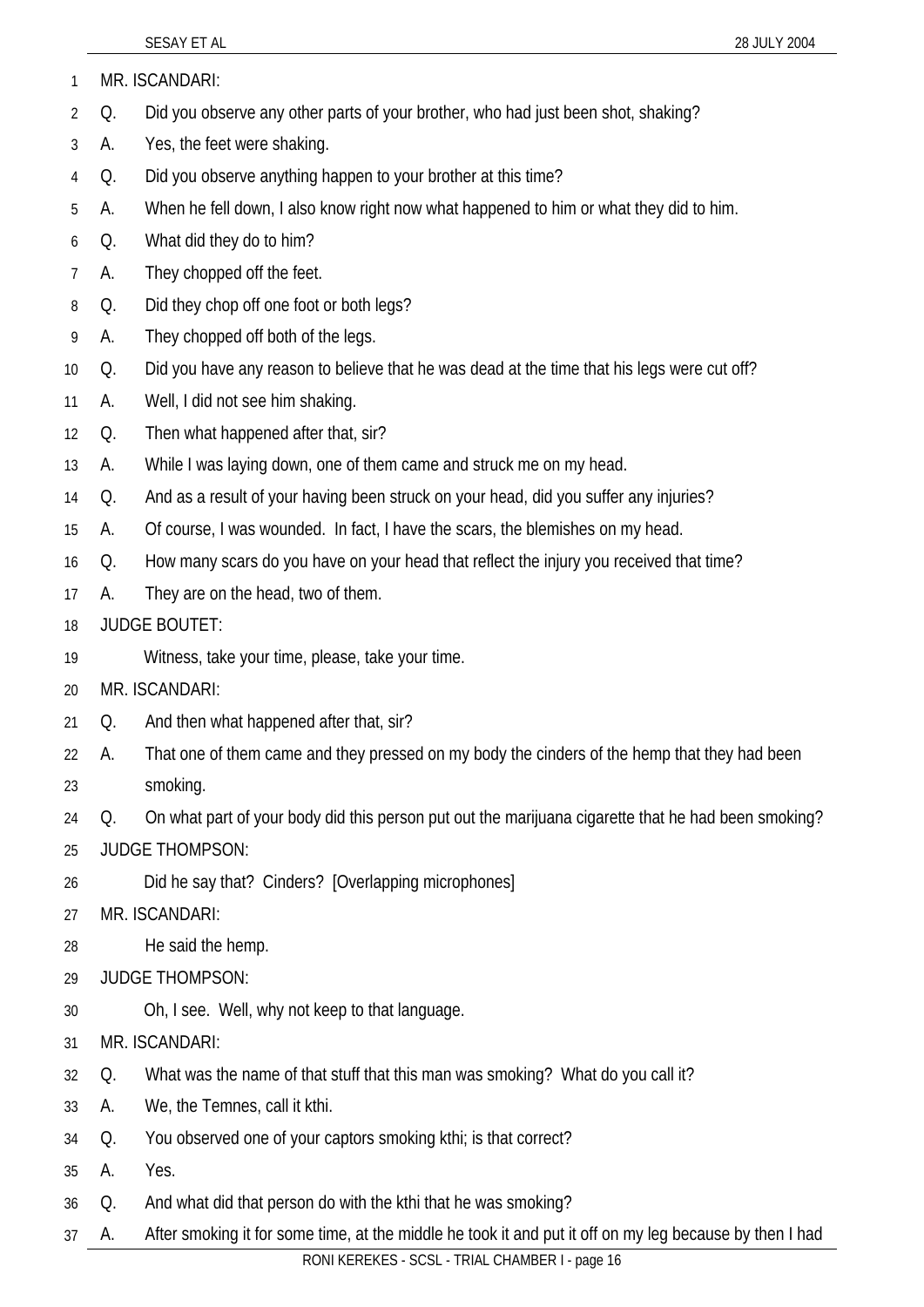MR. ISCANDARI:

Q. Did you observe any other parts of your brother, who had just been shot, shaking?

A. Yes, the feet were shaking.

Q. Did you observe anything happen to your brother at this time?

A. When he fell down, I also know right now what happened to him or what they did to him.

Q. What did they do to him?

A. They chopped off the feet.

Q. Did they chop off one foot or both legs?

A. They chopped off both of the legs.

Q. Did you have any reason to believe that he was dead at the time that his legs were cut off?

A. Well, I did not see him shaking.

Q. Then what happened after that, sir?

A. While I was laying down, one of them came and struck me on my head.

Q. And as a result of your having been struck on your head, did you suffer any injuries?

A. Of course, I was wounded. In fact, I have the scars, the blemishes on my head.

Q. How many scars do you have on your head that reflect the injury you received that time?

A. They are on the head, two of them.

JUDGE BOUTET:

Witness, take your time, please, take your time.

MR. ISCANDARI:

Q. And then what happened after that, sir?

A. That one of them came and they pressed on my body the cinders of the hemp that they had been smoking.

Q. On what part of your body did this person put out the marijuana cigarette that he had been smoking?

JUDGE THOMPSON:

Did he say that? Cinders? [Overlapping microphones]

MR. ISCANDARI:

He said the hemp.

JUDGE THOMPSON:

Oh, I see. Well, why not keep to that language.

MR. ISCANDARI:

Q. What was the name of that stuff that this man was smoking? What do you call it?

A. We, the Temnes, call it kthi.

Q. You observed one of your captors smoking kthi; is that correct?

A. Yes.

Q. And what did that person do with the kthi that he was smoking?

A. After smoking it for some time, at the middle he took it and put it off on my leg because by then I had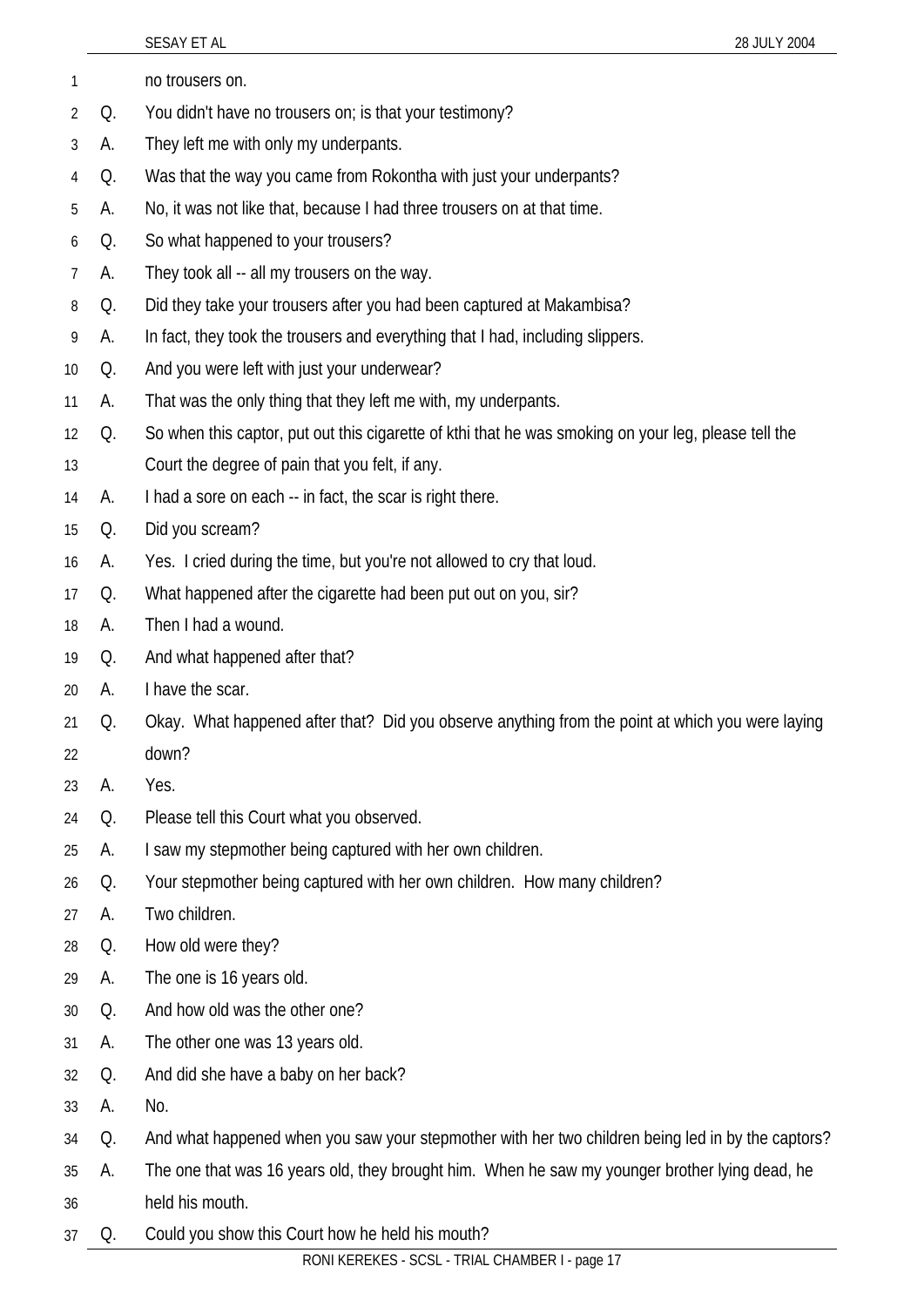no trousers on.

Q. You didn't have no trousers on; is that your testimony?

A. They left me with only my underpants.

Q. Was that the way you came from Rokontha with just your underpants?

A. No, it was not like that, because I had three trousers on at that time.

Q. So what happened to your trousers?

A. They took all -- all my trousers on the way.

Q. Did they take your trousers after you had been captured at Makambisa?

A. In fact, they took the trousers and everything that I had, including slippers.

Q. And you were left with just your underwear?

A. That was the only thing that they left me with, my underpants.

Q. So when this captor, put out this cigarette of kthi that he was smoking on your leg, please tell the Court the degree of pain that you felt, if any.

A. I had a sore on each -- in fact, the scar is right there.

Q. Did you scream?

A. Yes. I cried during the time, but you're not allowed to cry that loud.

Q. What happened after the cigarette had been put out on you, sir?

A. Then I had a wound.

Q. And what happened after that?

A. I have the scar.

Q. Okay. What happened after that? Did you observe anything from the point at which you were laying down?

A. Yes.

Q. Please tell this Court what you observed.

A. I saw my stepmother being captured with her own children.

Q. Your stepmother being captured with her own children. How many children?

A. Two children.

Q. How old were they?

A. The one is 16 years old.

Q. And how old was the other one?

A. The other one was 13 years old.

Q. And did she have a baby on her back?

A. No.

Q. And what happened when you saw your stepmother with her two children being led in by the captors?

A. The one that was 16 years old, they brought him. When he saw my younger brother lying dead, he held his mouth.

Q. Could you show this Court how he held his mouth?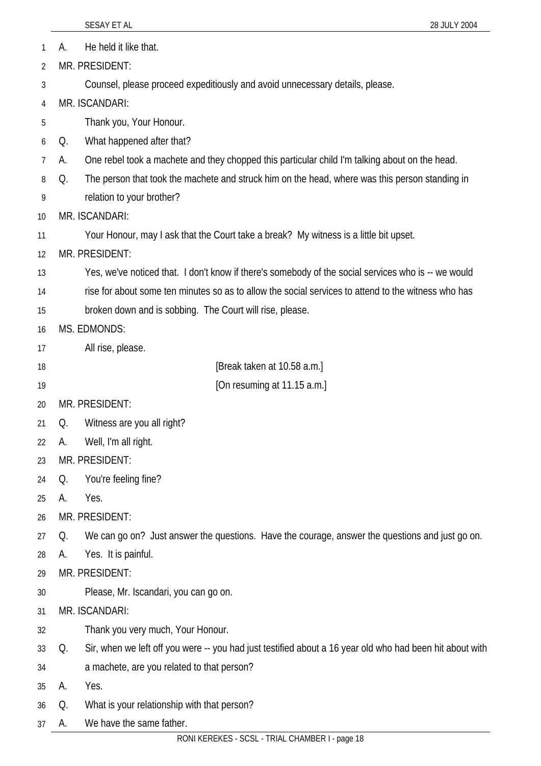A. He held it like that.

MR. PRESIDENT:

Counsel, please proceed expeditiously and avoid unnecessary details, please.

MR. ISCANDARI:

Thank you, Your Honour.

Q. What happened after that?

A. One rebel took a machete and they chopped this particular child I'm talking about on the head.

Q. The person that took the machete and struck him on the head, where was this person standing in relation to your brother?

MR. ISCANDARI:

Your Honour, may I ask that the Court take a break? My witness is a little bit upset.

MR. PRESIDENT:

Yes, we've noticed that. I don't know if there's somebody of the social services who is -- we would rise for about some ten minutes so as to allow the social services to attend to the witness who has broken down and is sobbing. The Court will rise, please.

MS. EDMONDS:

All rise, please.

[Break taken at 10.58 a.m.]

[On resuming at 11.15 a.m.]

MR. PRESIDENT:

Q. Witness are you all right?

A. Well, I'm all right.

MR. PRESIDENT:

Q. You're feeling fine?

A. Yes.

MR. PRESIDENT:

Q. We can go on? Just answer the questions. Have the courage, answer the questions and just go on.

A. Yes. It is painful.

MR. PRESIDENT:

Please, Mr. Iscandari, you can go on.

MR. ISCANDARI:

Thank you very much, Your Honour.

Q. Sir, when we left off you were -- you had just testified about a 16 year old who had been hit about with a machete, are you related to that person?

A. Yes.

Q. What is your relationship with that person?

A. We have the same father.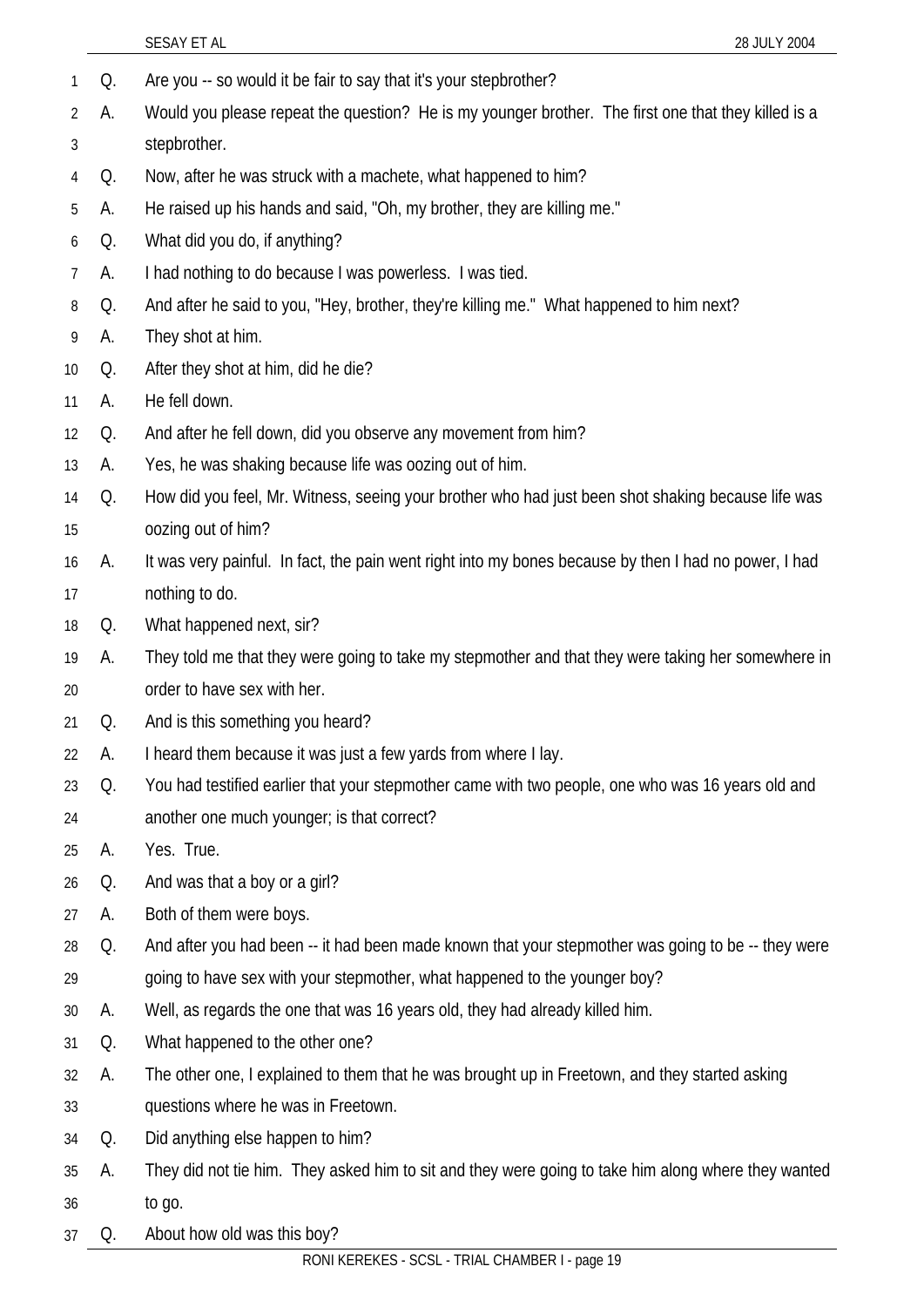Q. Are you -- so would it be fair to say that it's your stepbrother?

A. Would you please repeat the question? He is my younger brother. The first one that they killed is a stepbrother.

Q. Now, after he was struck with a machete, what happened to him?

A. He raised up his hands and said, "Oh, my brother, they are killing me."

Q. What did you do, if anything?

A. I had nothing to do because I was powerless. I was tied.

Q. And after he said to you, "Hey, brother, they're killing me." What happened to him next?

A. They shot at him.

Q. After they shot at him, did he die?

A. He fell down.

Q. And after he fell down, did you observe any movement from him?

A. Yes, he was shaking because life was oozing out of him.

Q. How did you feel, Mr. Witness, seeing your brother who had just been shot shaking because life was oozing out of him?

A. It was very painful. In fact, the pain went right into my bones because by then I had no power, I had nothing to do.

Q. What happened next, sir?

A. They told me that they were going to take my stepmother and that they were taking her somewhere in order to have sex with her.

Q. And is this something you heard?

A. I heard them because it was just a few yards from where I lay.

Q. You had testified earlier that your stepmother came with two people, one who was 16 years old and another one much younger; is that correct?

A. Yes. True.

Q. And was that a boy or a girl?

A. Both of them were boys.

Q. And after you had been -- it had been made known that your stepmother was going to be -- they were going to have sex with your stepmother, what happened to the younger boy?

A. Well, as regards the one that was 16 years old, they had already killed him.

Q. What happened to the other one?

A. The other one, I explained to them that he was brought up in Freetown, and they started asking questions where he was in Freetown.

Q. Did anything else happen to him?

A. They did not tie him. They asked him to sit and they were going to take him along where they wanted to go.

Q. About how old was this boy?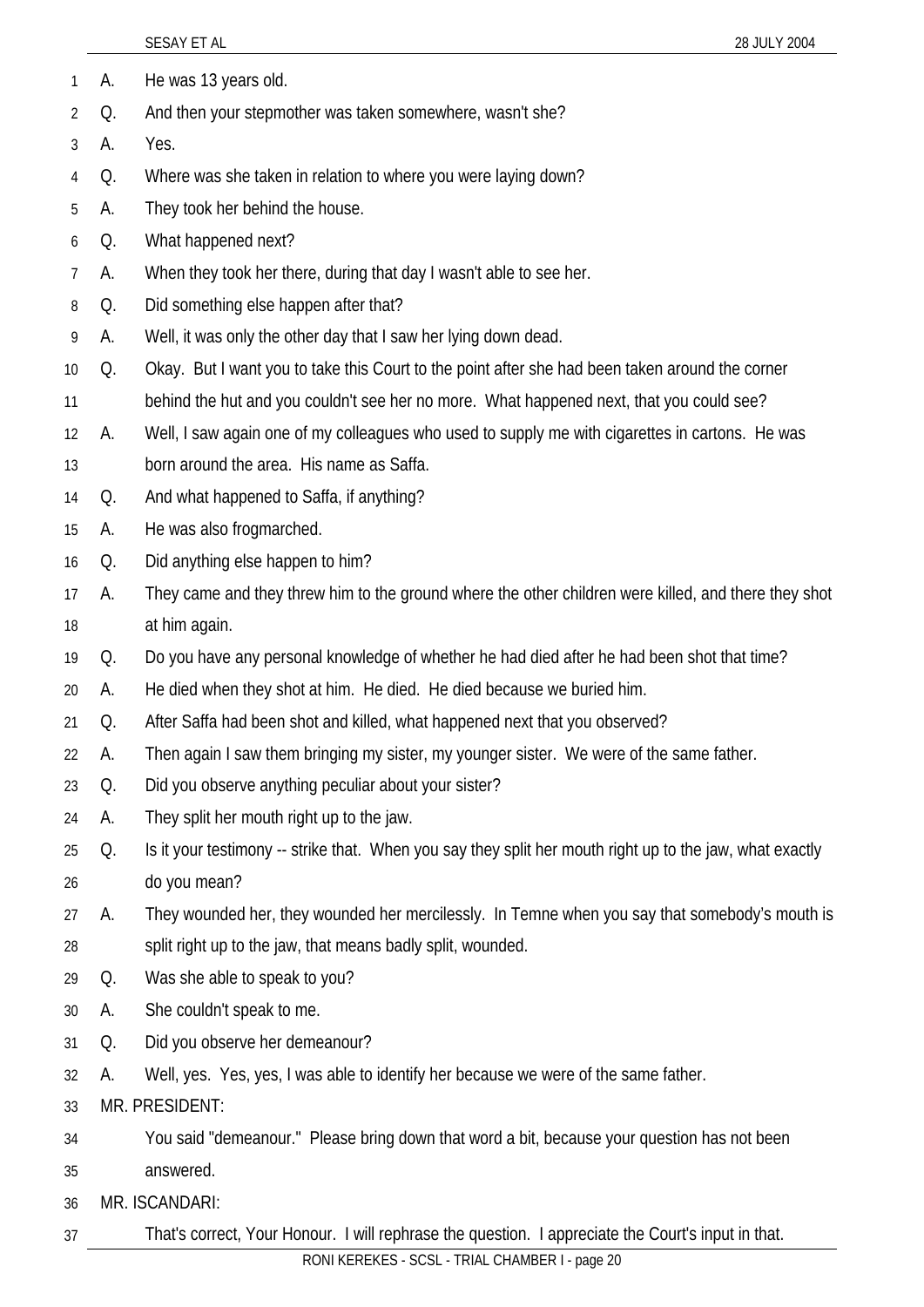A. He was 13 years old.

Q. And then your stepmother was taken somewhere, wasn't she?

A. Yes.

Q. Where was she taken in relation to where you were laying down?

A. They took her behind the house.

Q. What happened next?

A. When they took her there, during that day I wasn't able to see her.

Q. Did something else happen after that?

A. Well, it was only the other day that I saw her lying down dead.

Q. Okay. But I want you to take this Court to the point after she had been taken around the corner behind the hut and you couldn't see her no more. What happened next, that you could see?

A. Well, I saw again one of my colleagues who used to supply me with cigarettes in cartons. He was born around the area. His name as Saffa.

Q. And what happened to Saffa, if anything?

A. He was also frogmarched.

Q. Did anything else happen to him?

A. They came and they threw him to the ground where the other children were killed, and there they shot at him again.

Q. Do you have any personal knowledge of whether he had died after he had been shot that time?

A. He died when they shot at him. He died. He died because we buried him.

Q. After Saffa had been shot and killed, what happened next that you observed?

A. Then again I saw them bringing my sister, my younger sister. We were of the same father.

Q. Did you observe anything peculiar about your sister?

A. They split her mouth right up to the jaw.

Q. Is it your testimony -- strike that. When you say they split her mouth right up to the jaw, what exactly do you mean?

A. They wounded her, they wounded her mercilessly. In Temne when you say that somebody's mouth is split right up to the jaw, that means badly split, wounded.

Q. Was she able to speak to you?

A. She couldn't speak to me.

Q. Did you observe her demeanour?

A. Well, yes. Yes, yes, I was able to identify her because we were of the same father.

MR. PRESIDENT:

You said "demeanour." Please bring down that word a bit, because your question has not been answered.

MR. ISCANDARI:

That's correct, Your Honour. I will rephrase the question. I appreciate the Court's input in that.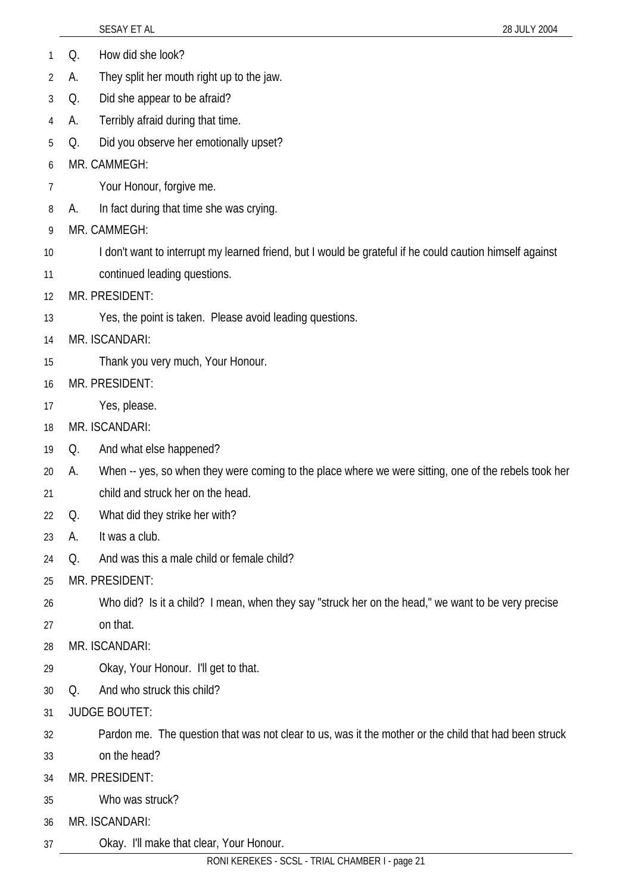Q. How did she look?

A. They split her mouth right up to the jaw.

Q. Did she appear to be afraid?

A. Terribly afraid during that time.

Q. Did you observe her emotionally upset?

MR. CAMMEGH:

Your Honour, forgive me.

A. In fact during that time she was crying.

MR. CAMMEGH:

I don't want to interrupt my learned friend, but I would be grateful if he could caution himself against continued leading questions.

MR. PRESIDENT:

Yes, the point is taken. Please avoid leading questions.

MR. ISCANDARI:

Thank you very much, Your Honour.

MR. PRESIDENT:

Yes, please.

MR. ISCANDARI:

Q. And what else happened?

A. When -- yes, so when they were coming to the place where we were sitting, one of the rebels took her child and struck her on the head.

Q. What did they strike her with?

A. It was a club.

Q. And was this a male child or female child?

MR. PRESIDENT:

Who did? Is it a child? I mean, when they say "struck her on the head," we want to be very precise on that.

MR. ISCANDARI:

Okay, Your Honour. I'll get to that.

Q. And who struck this child?

JUDGE BOUTET:

Pardon me. The question that was not clear to us, was it the mother or the child that had been struck on the head?

MR. PRESIDENT:

Who was struck?

MR. ISCANDARI:

Okay. I'll make that clear, Your Honour.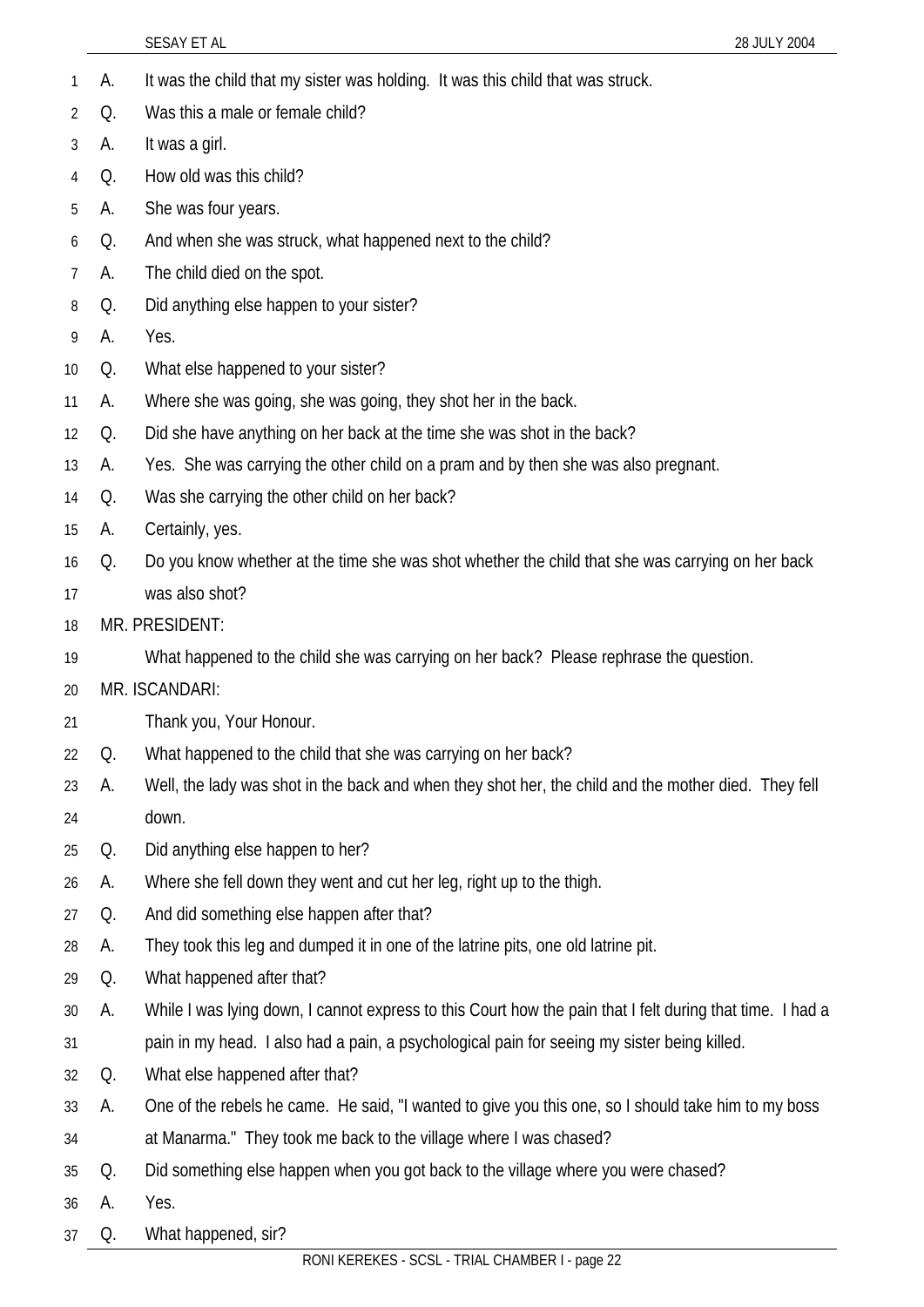A. It was the child that my sister was holding. It was this child that was struck.

Q. Was this a male or female child?

A. It was a girl.

Q. How old was this child?

A. She was four years.

Q. And when she was struck, what happened next to the child?

A. The child died on the spot.

Q. Did anything else happen to your sister?

A. Yes.

Q. What else happened to your sister?

A. Where she was going, she was going, they shot her in the back.

Q. Did she have anything on her back at the time she was shot in the back?

A. Yes. She was carrying the other child on a pram and by then she was also pregnant.

Q. Was she carrying the other child on her back?

A. Certainly, yes.

Q. Do you know whether at the time she was shot whether the child that she was carrying on her back was also shot?

MR. PRESIDENT:

What happened to the child she was carrying on her back? Please rephrase the question.

MR. ISCANDARI:

Thank you, Your Honour.

Q. What happened to the child that she was carrying on her back?

A. Well, the lady was shot in the back and when they shot her, the child and the mother died. They fell down.

Q. Did anything else happen to her?

A. Where she fell down they went and cut her leg, right up to the thigh.

Q. And did something else happen after that?

A. They took this leg and dumped it in one of the latrine pits, one old latrine pit.

Q. What happened after that?

A. While I was lying down, I cannot express to this Court how the pain that I felt during that time. I had a pain in my head. I also had a pain, a psychological pain for seeing my sister being killed.

Q. What else happened after that?

A. One of the rebels he came. He said, "I wanted to give you this one, so I should take him to my boss at Manarma." They took me back to the village where I was chased?

Q. Did something else happen when you got back to the village where you were chased?

A. Yes.

Q. What happened, sir?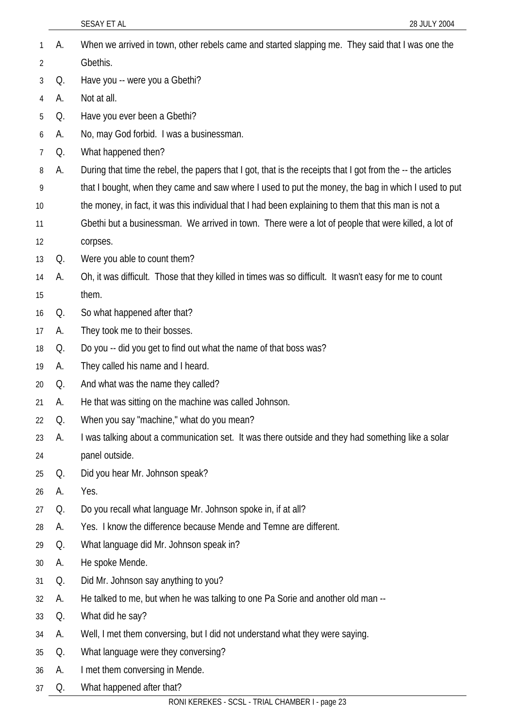A. When we arrived in town, other rebels came and started slapping me. They said that I was one the Gbethis.

Q. Have you -- were you a Gbethi?

A. Not at all.

Q. Have you ever been a Gbethi?

A. No, may God forbid. I was a businessman.

Q. What happened then?

A. During that time the rebel, the papers that I got, that is the receipts that I got from the -- the articles that I bought, when they came and saw where I used to put the money, the bag in which I used to put the money, in fact, it was this individual that I had been explaining to them that this man is not a Gbethi but a businessman. We arrived in town. There were a lot of people that were killed, a lot of corpses.

Q. Were you able to count them?

A. Oh, it was difficult. Those that they killed in times was so difficult. It wasn't easy for me to count them.

Q. So what happened after that?

A. They took me to their bosses.

Q. Do you -- did you get to find out what the name of that boss was?

A. They called his name and I heard.

Q. And what was the name they called?

A. He that was sitting on the machine was called Johnson.

Q. When you say "machine," what do you mean?

A. I was talking about a communication set. It was there outside and they had something like a solar panel outside.

Q. Did you hear Mr. Johnson speak?

A. Yes.

Q. Do you recall what language Mr. Johnson spoke in, if at all?

A. Yes. I know the difference because Mende and Temne are different.

Q. What language did Mr. Johnson speak in?

A. He spoke Mende.

Q. Did Mr. Johnson say anything to you?

A. He talked to me, but when he was talking to one Pa Sorie and another old man --

Q. What did he say?

A. Well, I met them conversing, but I did not understand what they were saying.

Q. What language were they conversing?

A. I met them conversing in Mende.

Q. What happened after that?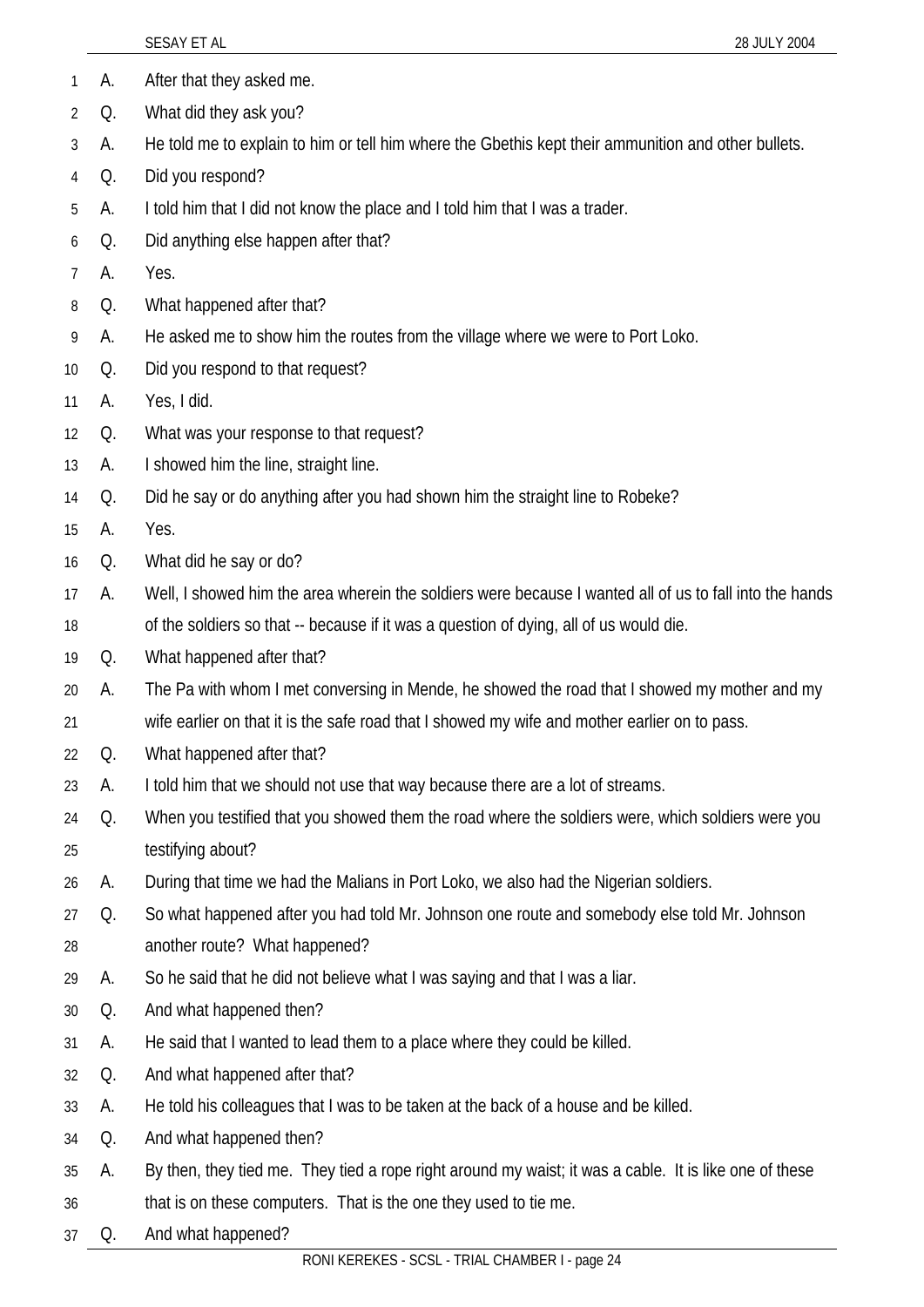A. After that they asked me.

Q. What did they ask you?

A. He told me to explain to him or tell him where the Gbethis kept their ammunition and other bullets.

Q. Did you respond?

A. I told him that I did not know the place and I told him that I was a trader.

Q. Did anything else happen after that?

A. Yes.

Q. What happened after that?

A. He asked me to show him the routes from the village where we were to Port Loko.

Q. Did you respond to that request?

A. Yes, I did.

Q. What was your response to that request?

A. I showed him the line, straight line.

Q. Did he say or do anything after you had shown him the straight line to Robeke?

A. Yes.

Q. What did he say or do?

A. Well, I showed him the area wherein the soldiers were because I wanted all of us to fall into the hands of the soldiers so that -- because if it was a question of dying, all of us would die.

Q. What happened after that?

A. The Pa with whom I met conversing in Mende, he showed the road that I showed my mother and my wife earlier on that it is the safe road that I showed my wife and mother earlier on to pass.

Q. What happened after that?

A. I told him that we should not use that way because there are a lot of streams.

Q. When you testified that you showed them the road where the soldiers were, which soldiers were you testifying about?

A. During that time we had the Malians in Port Loko, we also had the Nigerian soldiers.

Q. So what happened after you had told Mr. Johnson one route and somebody else told Mr. Johnson another route? What happened?

A. So he said that he did not believe what I was saying and that I was a liar.

Q. And what happened then?

A. He said that I wanted to lead them to a place where they could be killed.

Q. And what happened after that?

A. He told his colleagues that I was to be taken at the back of a house and be killed.

Q. And what happened then?

A. By then, they tied me. They tied a rope right around my waist; it was a cable. It is like one of these that is on these computers. That is the one they used to tie me.

Q. And what happened?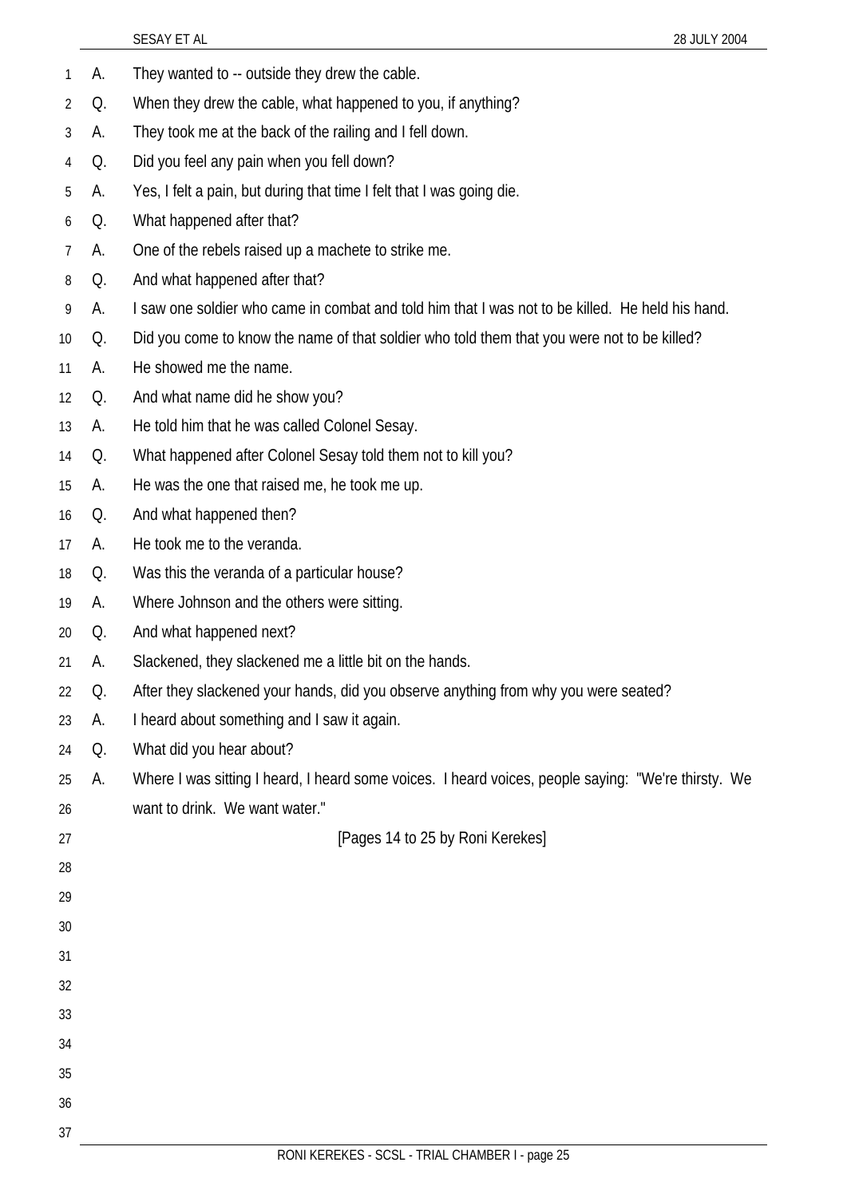A. They wanted to -- outside they drew the cable.

Q. When they drew the cable, what happened to you, if anything?

A. They took me at the back of the railing and I fell down.

Q. Did you feel any pain when you fell down?

A. Yes, I felt a pain, but during that time I felt that I was going die.

Q. What happened after that?

A. One of the rebels raised up a machete to strike me.

Q. And what happened after that?

A. I saw one soldier who came in combat and told him that I was not to be killed. He held his hand.

Q. Did you come to know the name of that soldier who told them that you were not to be killed?

A. He showed me the name.

Q. And what name did he show you?

A. He told him that he was called Colonel Sesay.

Q. What happened after Colonel Sesay told them not to kill you?

A. He was the one that raised me, he took me up.

Q. And what happened then?

A. He took me to the veranda.

Q. Was this the veranda of a particular house?

A. Where Johnson and the others were sitting.

Q. And what happened next?

A. Slackened, they slackened me a little bit on the hands.

Q. After they slackened your hands, did you observe anything from why you were seated?

A. I heard about something and I saw it again.

Q. What did you hear about?

A. Where I was sitting I heard, I heard some voices. I heard voices, people saying: "We're thirsty. We want to drink. We want water."

[Pages 14 to 25 by Roni Kerekes]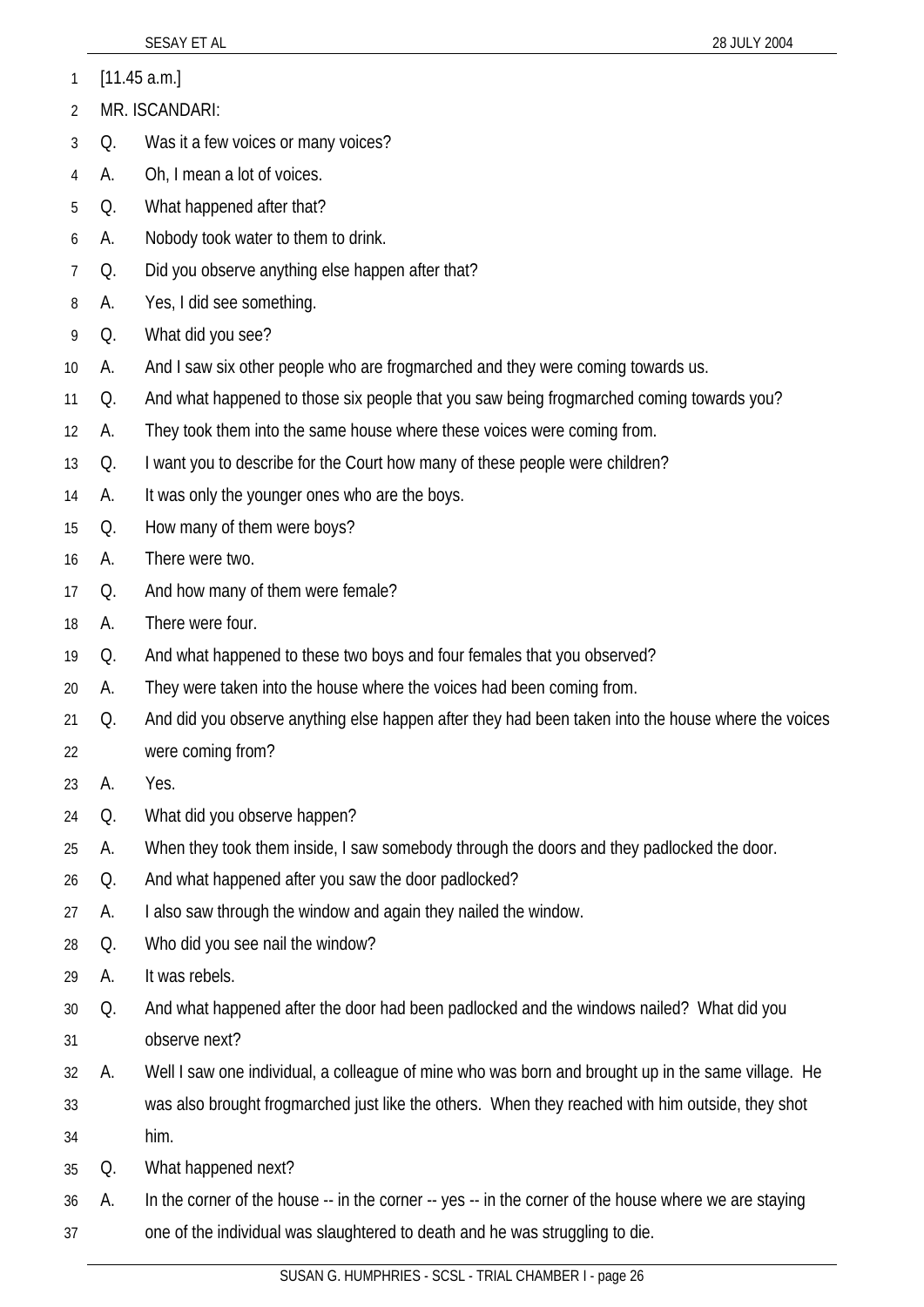[11.45 a.m.]

MR. ISCANDARI:

Q. Was it a few voices or many voices?

A. Oh, I mean a lot of voices.

Q. What happened after that?

A. Nobody took water to them to drink.

Q. Did you observe anything else happen after that?

A. Yes, I did see something.

Q. What did you see?

A. And I saw six other people who are frogmarched and they were coming towards us.

Q. And what happened to those six people that you saw being frogmarched coming towards you?

A. They took them into the same house where these voices were coming from.

Q. I want you to describe for the Court how many of these people were children?

A. It was only the younger ones who are the boys.

Q. How many of them were boys?

A. There were two.

Q. And how many of them were female?

A. There were four.

Q. And what happened to these two boys and four females that you observed?

A. They were taken into the house where the voices had been coming from.

Q. And did you observe anything else happen after they had been taken into the house where the voices were coming from?

A. Yes.

Q. What did you observe happen?

A. When they took them inside, I saw somebody through the doors and they padlocked the door.

Q. And what happened after you saw the door padlocked?

A. I also saw through the window and again they nailed the window.

Q. Who did you see nail the window?

A. It was rebels.

Q. And what happened after the door had been padlocked and the windows nailed? What did you observe next?

A. Well I saw one individual, a colleague of mine who was born and brought up in the same village. He was also brought frogmarched just like the others. When they reached with him outside, they shot him.

Q. What happened next?

A. In the corner of the house -- in the corner -- yes -- in the corner of the house where we are staying one of the individual was slaughtered to death and he was struggling to die.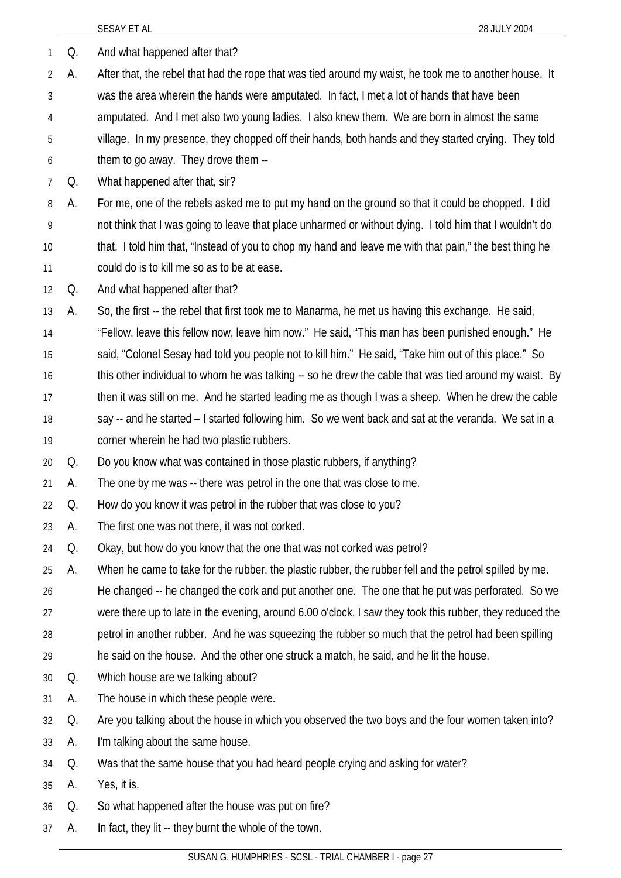Q. And what happened after that?

A. After that, the rebel that had the rope that was tied around my waist, he took me to another house. It was the area wherein the hands were amputated. In fact, I met a lot of hands that have been amputated. And I met also two young ladies. I also knew them. We are born in almost the same village. In my presence, they chopped off their hands, both hands and they started crying. They told them to go away. They drove them --

Q. What happened after that, sir?

A. For me, one of the rebels asked me to put my hand on the ground so that it could be chopped. I did not think that I was going to leave that place unharmed or without dying. I told him that I wouldn't do that. I told him that, "Instead of you to chop my hand and leave me with that pain," the best thing he could do is to kill me so as to be at ease.

Q. And what happened after that?

A. So, the first -- the rebel that first took me to Manarma, he met us having this exchange. He said, "Fellow, leave this fellow now, leave him now." He said, "This man has been punished enough." He said, "Colonel Sesay had told you people not to kill him." He said, "Take him out of this place." So this other individual to whom he was talking -- so he drew the cable that was tied around my waist. By then it was still on me. And he started leading me as though I was a sheep. When he drew the cable say -- and he started – I started following him. So we went back and sat at the veranda. We sat in a corner wherein he had two plastic rubbers.

Q. Do you know what was contained in those plastic rubbers, if anything?

A. The one by me was -- there was petrol in the one that was close to me.

Q. How do you know it was petrol in the rubber that was close to you?

A. The first one was not there, it was not corked.

Q. Okay, but how do you know that the one that was not corked was petrol?

A. When he came to take for the rubber, the plastic rubber, the rubber fell and the petrol spilled by me. He changed -- he changed the cork and put another one. The one that he put was perforated. So we were there up to late in the evening, around 6.00 o'clock, I saw they took this rubber, they reduced the petrol in another rubber. And he was squeezing the rubber so much that the petrol had been spilling he said on the house. And the other one struck a match, he said, and he lit the house.

Q. Which house are we talking about?

A. The house in which these people were.

Q. Are you talking about the house in which you observed the two boys and the four women taken into?

A. I'm talking about the same house.

Q. Was that the same house that you had heard people crying and asking for water?

A. Yes, it is.

Q. So what happened after the house was put on fire?

A. In fact, they lit -- they burnt the whole of the town.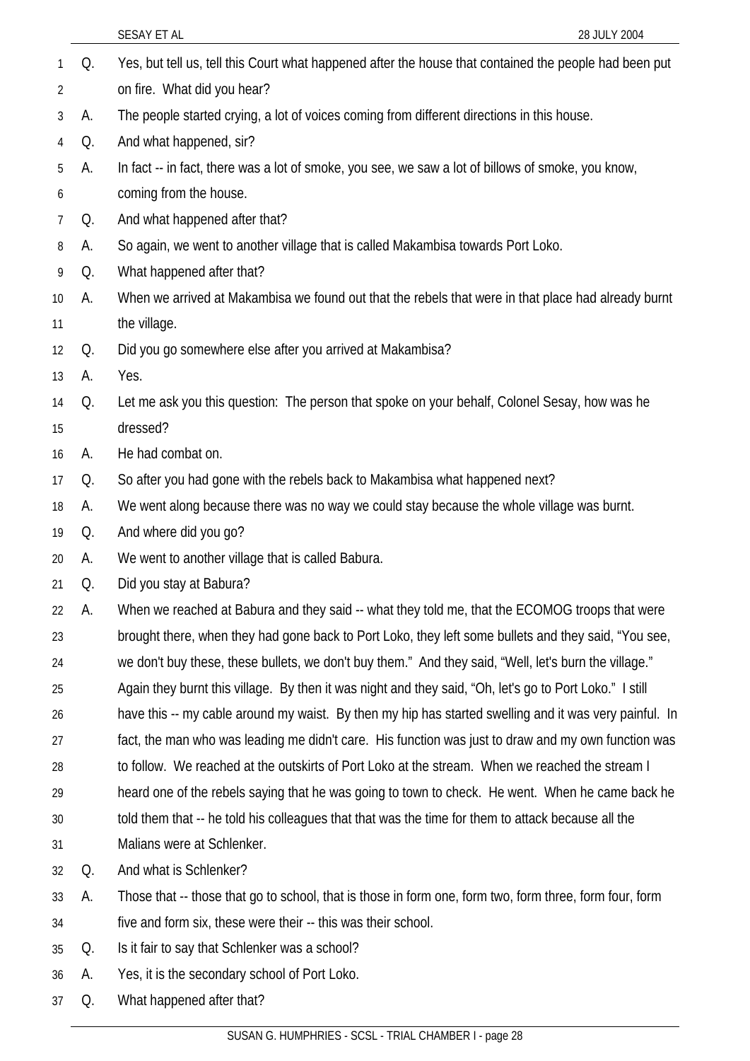Q. Yes, but tell us, tell this Court what happened after the house that contained the people had been put on fire. What did you hear?

A. The people started crying, a lot of voices coming from different directions in this house.

Q. And what happened, sir?

A. In fact -- in fact, there was a lot of smoke, you see, we saw a lot of billows of smoke, you know, coming from the house.

Q. And what happened after that?

A. So again, we went to another village that is called Makambisa towards Port Loko.

Q. What happened after that?

A. When we arrived at Makambisa we found out that the rebels that were in that place had already burnt the village.

Q. Did you go somewhere else after you arrived at Makambisa?

A. Yes.

Q. Let me ask you this question: The person that spoke on your behalf, Colonel Sesay, how was he dressed?

A. He had combat on.

Q. So after you had gone with the rebels back to Makambisa what happened next?

A. We went along because there was no way we could stay because the whole village was burnt.

Q. And where did you go?

A. We went to another village that is called Babura.

Q. Did you stay at Babura?

A. When we reached at Babura and they said -- what they told me, that the ECOMOG troops that were brought there, when they had gone back to Port Loko, they left some bullets and they said, "You see, we don't buy these, these bullets, we don't buy them." And they said, "Well, let's burn the village." Again they burnt this village. By then it was night and they said, "Oh, let's go to Port Loko." I still have this -- my cable around my waist. By then my hip has started swelling and it was very painful. In fact, the man who was leading me didn't care. His function was just to draw and my own function was to follow. We reached at the outskirts of Port Loko at the stream. When we reached the stream I heard one of the rebels saying that he was going to town to check. He went. When he came back he told them that -- he told his colleagues that that was the time for them to attack because all the Malians were at Schlenker.

Q. And what is Schlenker?

A. Those that -- those that go to school, that is those in form one, form two, form three, form four, form five and form six, these were their -- this was their school.

Q. Is it fair to say that Schlenker was a school?

A. Yes, it is the secondary school of Port Loko.

Q. What happened after that?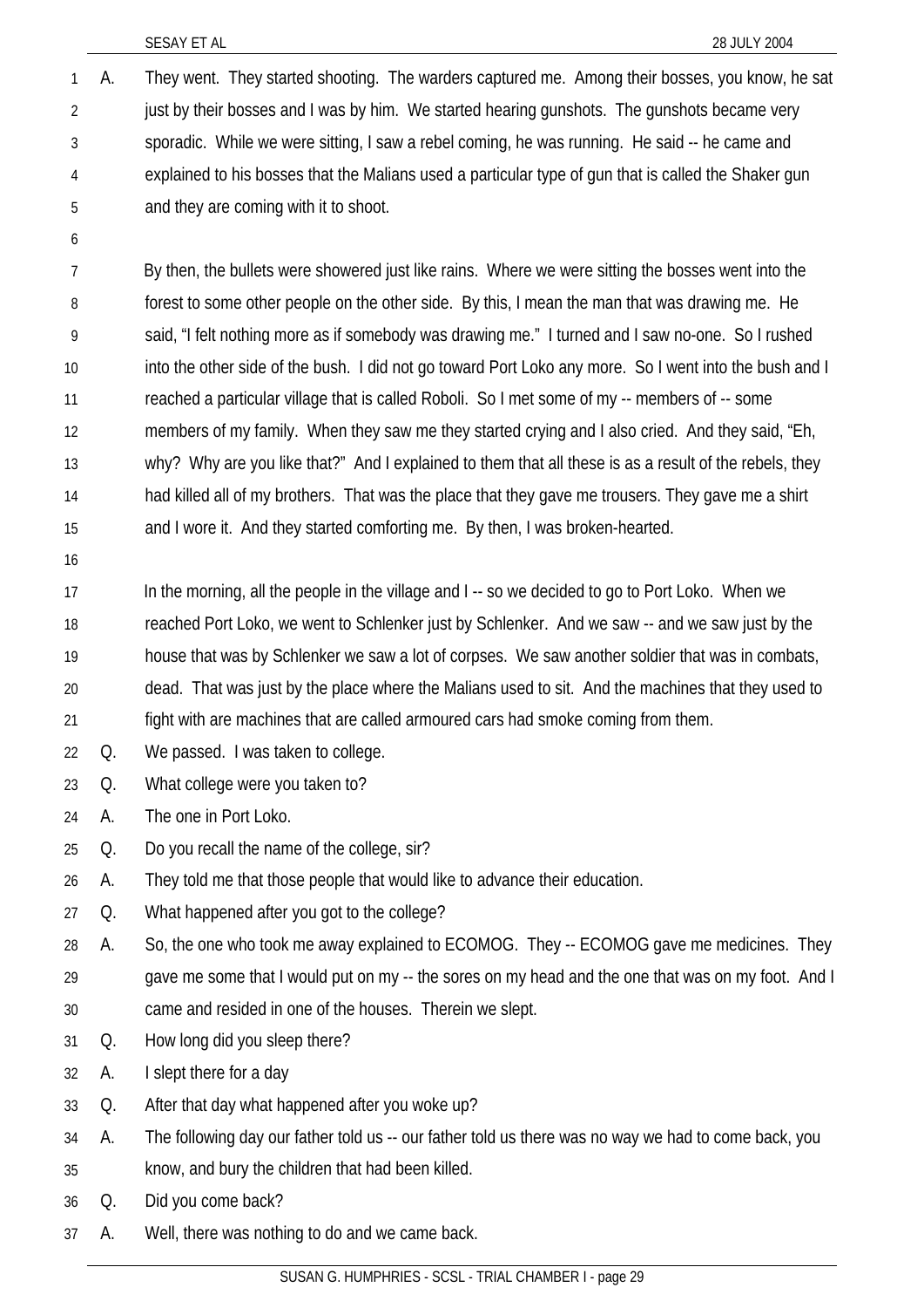A. They went. They started shooting. The warders captured me. Among their bosses, you know, he sat just by their bosses and I was by him. We started hearing gunshots. The gunshots became very sporadic. While we were sitting, I saw a rebel coming, he was running. He said -- he came and explained to his bosses that the Malians used a particular type of gun that is called the Shaker gun and they are coming with it to shoot.

By then, the bullets were showered just like rains. Where we were sitting the bosses went into the forest to some other people on the other side. By this, I mean the man that was drawing me. He said, "I felt nothing more as if somebody was drawing me." I turned and I saw no-one. So I rushed into the other side of the bush. I did not go toward Port Loko any more. So I went into the bush and I reached a particular village that is called Roboli. So I met some of my -- members of -- some members of my family. When they saw me they started crying and I also cried. And they said, "Eh, why? Why are you like that?" And I explained to them that all these is as a result of the rebels, they had killed all of my brothers. That was the place that they gave me trousers. They gave me a shirt and I wore it. And they started comforting me. By then, I was broken-hearted.

In the morning, all the people in the village and I -- so we decided to go to Port Loko. When we reached Port Loko, we went to Schlenker just by Schlenker. And we saw -- and we saw just by the house that was by Schlenker we saw a lot of corpses. We saw another soldier that was in combats, dead. That was just by the place where the Malians used to sit. And the machines that they used to fight with are machines that are called armoured cars had smoke coming from them.

Q. We passed. I was taken to college.

Q. What college were you taken to?

A. The one in Port Loko.

Q. Do you recall the name of the college, sir?

A. They told me that those people that would like to advance their education.

Q. What happened after you got to the college?

A. So, the one who took me away explained to ECOMOG. They -- ECOMOG gave me medicines. They gave me some that I would put on my -- the sores on my head and the one that was on my foot. And I came and resided in one of the houses. Therein we slept.

Q. How long did you sleep there?

A. I slept there for a day

Q. After that day what happened after you woke up?

A. The following day our father told us -- our father told us there was no way we had to come back, you know, and bury the children that had been killed.

Q. Did you come back?

A. Well, there was nothing to do and we came back.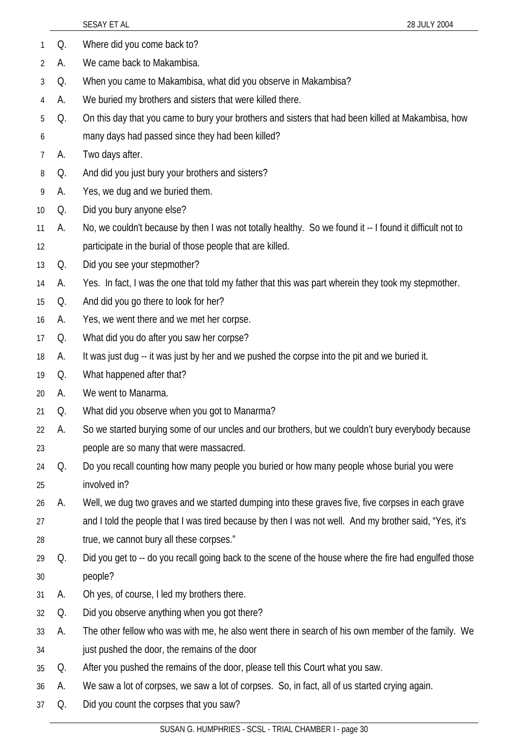Q. Where did you come back to?

A. We came back to Makambisa.

Q. When you came to Makambisa, what did you observe in Makambisa?

A. We buried my brothers and sisters that were killed there.

Q. On this day that you came to bury your brothers and sisters that had been killed at Makambisa, how many days had passed since they had been killed?

A. Two days after.

Q. And did you just bury your brothers and sisters?

A. Yes, we dug and we buried them.

Q. Did you bury anyone else?

A. No, we couldn't because by then I was not totally healthy. So we found it -- I found it difficult not to participate in the burial of those people that are killed.

Q. Did you see your stepmother?

A. Yes. In fact, I was the one that told my father that this was part wherein they took my stepmother.

Q. And did you go there to look for her?

A. Yes, we went there and we met her corpse.

Q. What did you do after you saw her corpse?

A. It was just dug -- it was just by her and we pushed the corpse into the pit and we buried it.

Q. What happened after that?

A. We went to Manarma.

Q. What did you observe when you got to Manarma?

A. So we started burying some of our uncles and our brothers, but we couldn't bury everybody because people are so many that were massacred.

Q. Do you recall counting how many people you buried or how many people whose burial you were involved in?

A. Well, we dug two graves and we started dumping into these graves five, five corpses in each grave and I told the people that I was tired because by then I was not well. And my brother said, "Yes, it's true, we cannot bury all these corpses."

Q. Did you get to -- do you recall going back to the scene of the house where the fire had engulfed those people?

A. Oh yes, of course, I led my brothers there.

Q. Did you observe anything when you got there?

A. The other fellow who was with me, he also went there in search of his own member of the family. We just pushed the door, the remains of the door

Q. After you pushed the remains of the door, please tell this Court what you saw.

A. We saw a lot of corpses, we saw a lot of corpses. So, in fact, all of us started crying again.

Q. Did you count the corpses that you saw?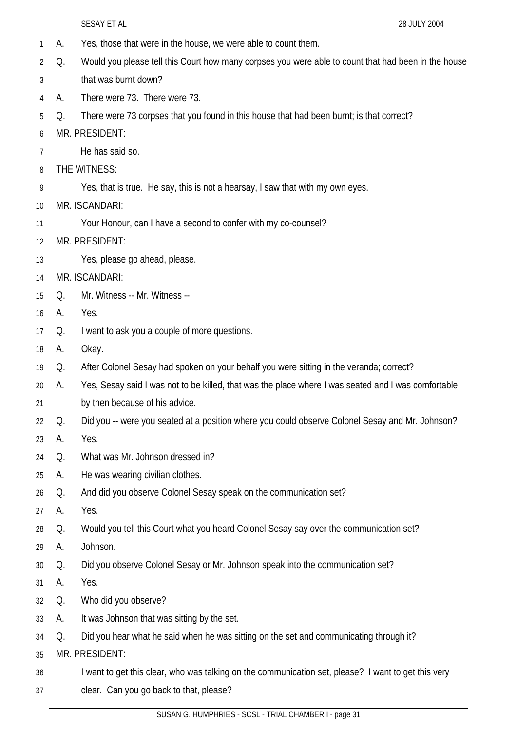A. Yes, those that were in the house, we were able to count them.

Q. Would you please tell this Court how many corpses you were able to count that had been in the house that was burnt down?

A. There were 73. There were 73.

Q. There were 73 corpses that you found in this house that had been burnt; is that correct?

MR. PRESIDENT:

He has said so.

THE WITNESS:

Yes, that is true. He say, this is not a hearsay, I saw that with my own eyes.

MR. ISCANDARI:

Your Honour, can I have a second to confer with my co-counsel?

MR. PRESIDENT:

Yes, please go ahead, please.

MR. ISCANDARI:

Q. Mr. Witness -- Mr. Witness --

A. Yes.

Q. I want to ask you a couple of more questions.

A. Okay.

Q. After Colonel Sesay had spoken on your behalf you were sitting in the veranda; correct?

A. Yes, Sesay said I was not to be killed, that was the place where I was seated and I was comfortable by then because of his advice.

Q. Did you -- were you seated at a position where you could observe Colonel Sesay and Mr. Johnson?

A. Yes.

Q. What was Mr. Johnson dressed in?

A. He was wearing civilian clothes.

Q. And did you observe Colonel Sesay speak on the communication set?

A. Yes.

Q. Would you tell this Court what you heard Colonel Sesay say over the communication set?

A. Johnson.

Q. Did you observe Colonel Sesay or Mr. Johnson speak into the communication set?

A. Yes.

Q. Who did you observe?

A. It was Johnson that was sitting by the set.

Q. Did you hear what he said when he was sitting on the set and communicating through it?

MR. PRESIDENT:

I want to get this clear, who was talking on the communication set, please? I want to get this very clear. Can you go back to that, please?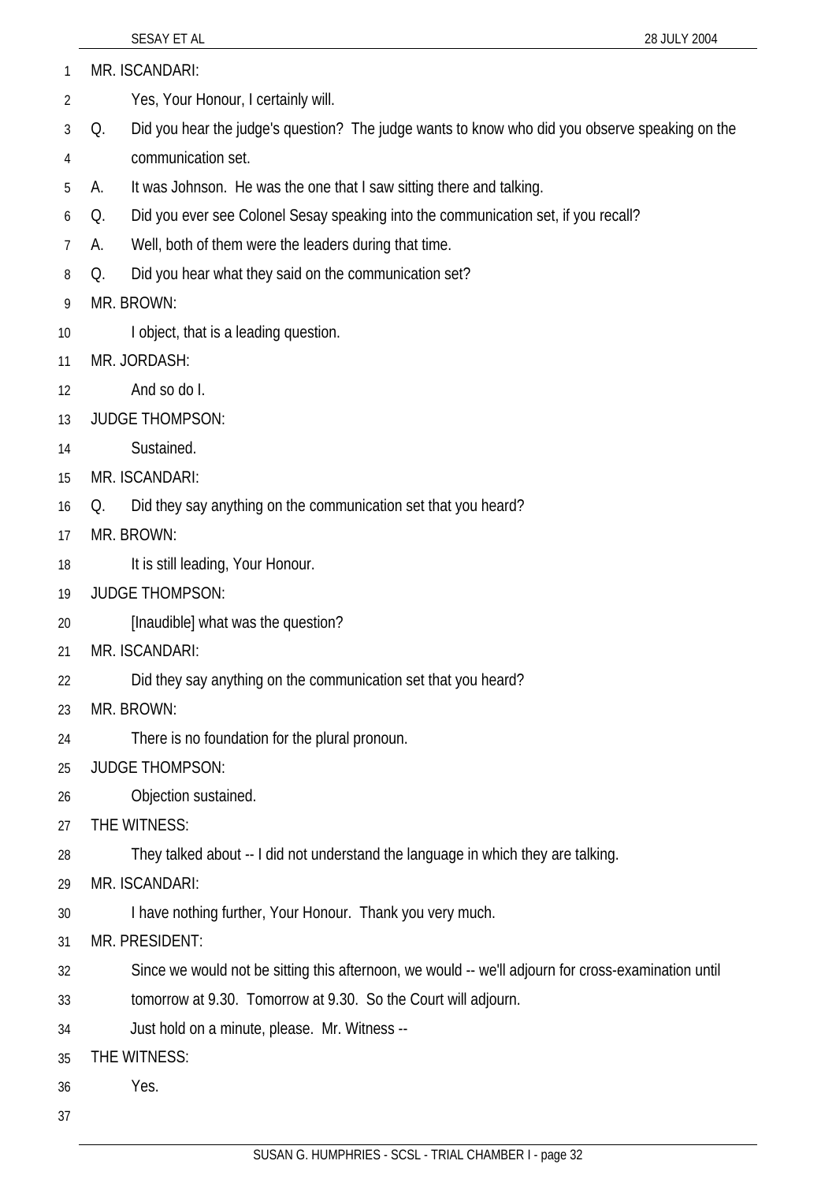MR. ISCANDARI:

Yes, Your Honour, I certainly will.

Q. Did you hear the judge's question? The judge wants to know who did you observe speaking on the communication set.

A. It was Johnson. He was the one that I saw sitting there and talking.

Q. Did you ever see Colonel Sesay speaking into the communication set, if you recall?

A. Well, both of them were the leaders during that time.

Q. Did you hear what they said on the communication set?

MR. BROWN:

I object, that is a leading question.

MR. JORDASH:

And so do I.

JUDGE THOMPSON:

Sustained.

MR. ISCANDARI:

Q. Did they say anything on the communication set that you heard?

MR. BROWN:

It is still leading, Your Honour.

JUDGE THOMPSON:

[Inaudible] what was the question?

MR. ISCANDARI:

Did they say anything on the communication set that you heard?

MR. BROWN:

There is no foundation for the plural pronoun.

JUDGE THOMPSON:

Objection sustained.

THE WITNESS:

They talked about -- I did not understand the language in which they are talking.

MR. ISCANDARI:

I have nothing further, Your Honour. Thank you very much.

MR. PRESIDENT:

Since we would not be sitting this afternoon, we would -- we'll adjourn for cross-examination until tomorrow at 9.30. Tomorrow at 9.30. So the Court will adjourn.

Just hold on a minute, please. Mr. Witness --

THE WITNESS:

Yes.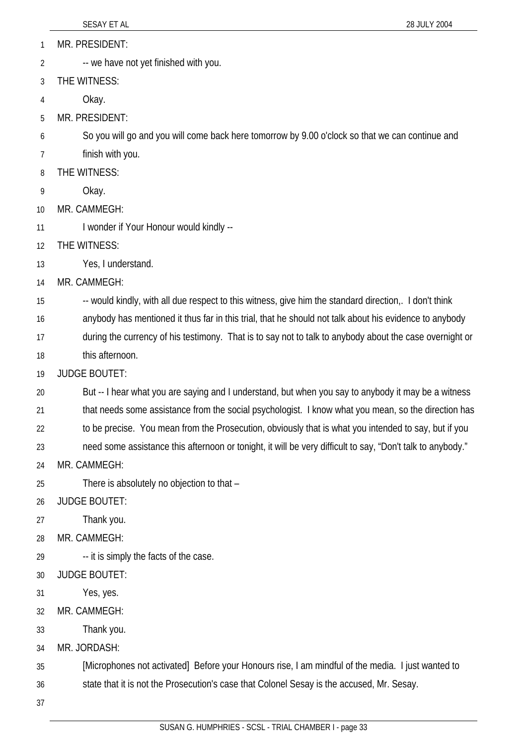MR. PRESIDENT:

-- we have not yet finished with you.

THE WITNESS:

Okay.

MR. PRESIDENT:

So you will go and you will come back here tomorrow by 9.00 o'clock so that we can continue and finish with you.

THE WITNESS:

Okay.

MR. CAMMEGH:

I wonder if Your Honour would kindly --

THE WITNESS:

Yes, I understand.

MR. CAMMEGH:

-- would kindly, with all due respect to this witness, give him the standard direction,. I don't think anybody has mentioned it thus far in this trial, that he should not talk about his evidence to anybody during the currency of his testimony. That is to say not to talk to anybody about the case overnight or this afternoon.

JUDGE BOUTET:

But -- I hear what you are saying and I understand, but when you say to anybody it may be a witness that needs some assistance from the social psychologist. I know what you mean, so the direction has to be precise. You mean from the Prosecution, obviously that is what you intended to say, but if you need some assistance this afternoon or tonight, it will be very difficult to say, "Don't talk to anybody."

MR. CAMMEGH:

There is absolutely no objection to that –

JUDGE BOUTET:

Thank you.

MR. CAMMEGH:

-- it is simply the facts of the case.

JUDGE BOUTET:

Yes, yes.

MR. CAMMEGH:

Thank you.

MR. JORDASH:

[Microphones not activated] Before your Honours rise, I am mindful of the media. I just wanted to state that it is not the Prosecution's case that Colonel Sesay is the accused, Mr. Sesay.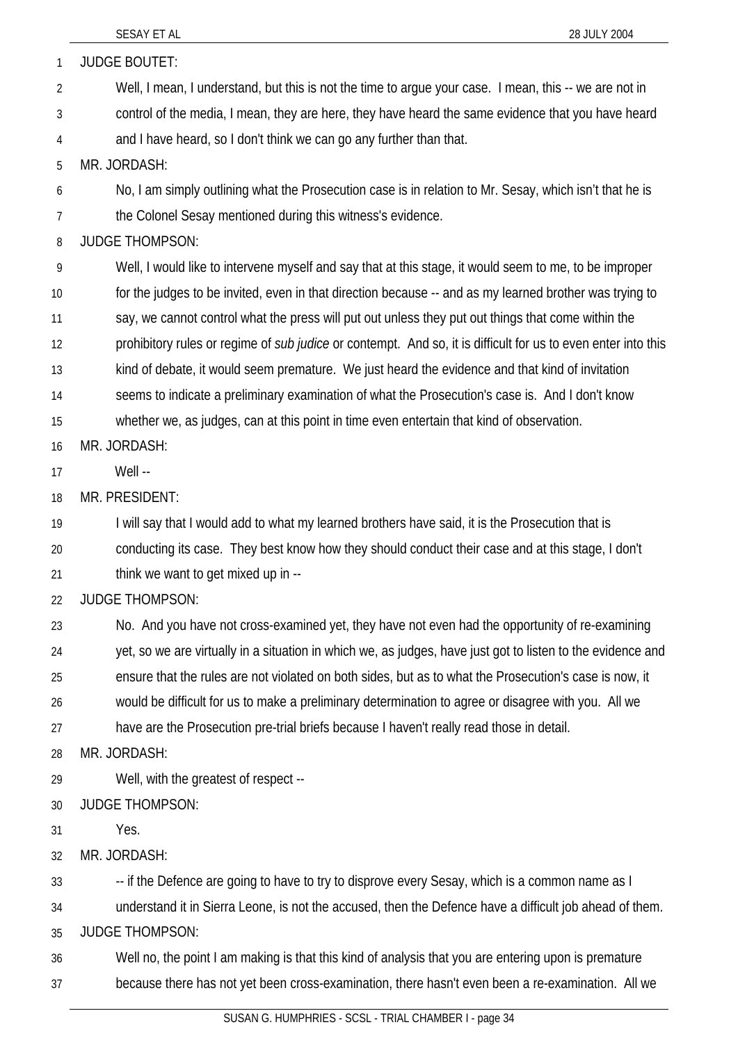JUDGE BOUTET:

Well, I mean, I understand, but this is not the time to argue your case. I mean, this -- we are not in control of the media, I mean, they are here, they have heard the same evidence that you have heard and I have heard, so I don't think we can go any further than that.

MR. JORDASH:

No, I am simply outlining what the Prosecution case is in relation to Mr. Sesay, which isn't that he is the Colonel Sesay mentioned during this witness's evidence.

JUDGE THOMPSON:

Well, I would like to intervene myself and say that at this stage, it would seem to me, to be improper for the judges to be invited, even in that direction because -- and as my learned brother was trying to say, we cannot control what the press will put out unless they put out things that come within the prohibitory rules or regime of *sub judice* or contempt. And so, it is difficult for us to even enter into this kind of debate, it would seem premature. We just heard the evidence and that kind of invitation seems to indicate a preliminary examination of what the Prosecution's case is. And I don't know whether we, as judges, can at this point in time even entertain that kind of observation.

MR. JORDASH:

Well --

MR. PRESIDENT:

I will say that I would add to what my learned brothers have said, it is the Prosecution that is conducting its case. They best know how they should conduct their case and at this stage, I don't think we want to get mixed up in --

JUDGE THOMPSON:

No. And you have not cross-examined yet, they have not even had the opportunity of re-examining yet, so we are virtually in a situation in which we, as judges, have just got to listen to the evidence and ensure that the rules are not violated on both sides, but as to what the Prosecution's case is now, it would be difficult for us to make a preliminary determination to agree or disagree with you. All we have are the Prosecution pre-trial briefs because I haven't really read those in detail.

MR. JORDASH:

Well, with the greatest of respect --

JUDGE THOMPSON:

Yes.

MR. JORDASH:

-- if the Defence are going to have to try to disprove every Sesay, which is a common name as I understand it in Sierra Leone, is not the accused, then the Defence have a difficult job ahead of them.

JUDGE THOMPSON:

Well no, the point I am making is that this kind of analysis that you are entering upon is premature because there has not yet been cross-examination, there hasn't even been a re-examination. All we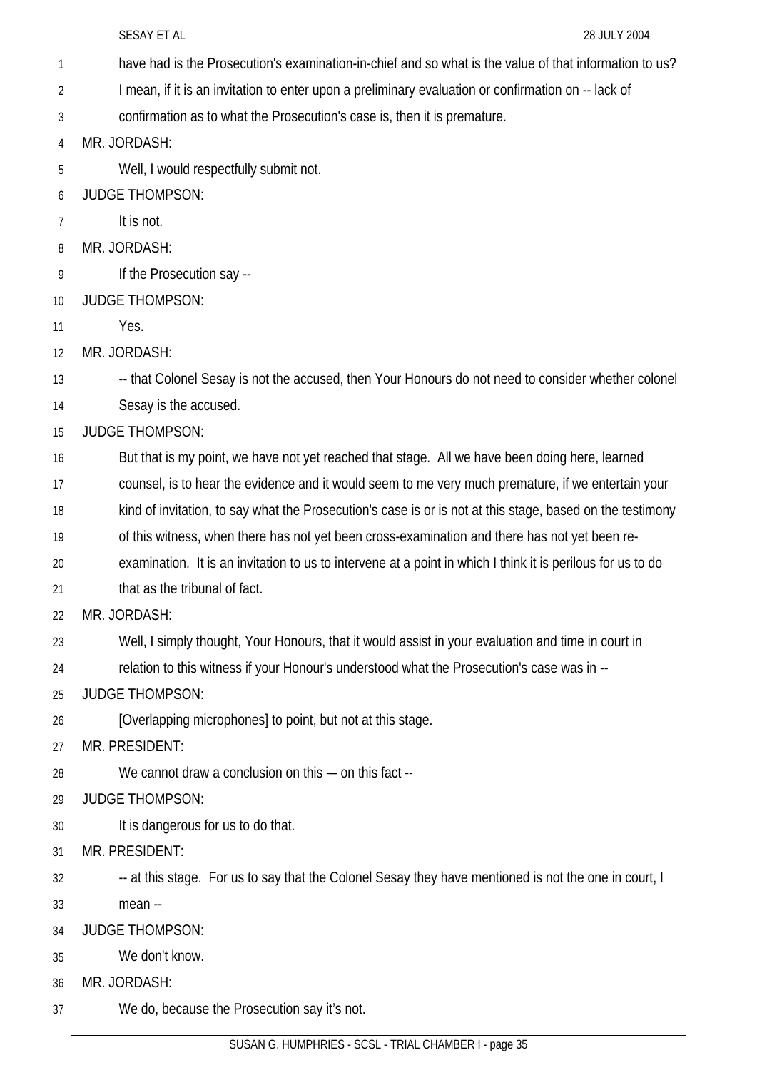have had is the Prosecution's examination-in-chief and so what is the value of that information to us? I mean, if it is an invitation to enter upon a preliminary evaluation or confirmation on -- lack of confirmation as to what the Prosecution's case is, then it is premature.

MR. JORDASH:

Well, I would respectfully submit not.

JUDGE THOMPSON:

It is not.

MR. JORDASH:

If the Prosecution say --

JUDGE THOMPSON:

Yes.

MR. JORDASH:

-- that Colonel Sesay is not the accused, then Your Honours do not need to consider whether colonel Sesay is the accused.

JUDGE THOMPSON:

But that is my point, we have not yet reached that stage. All we have been doing here, learned counsel, is to hear the evidence and it would seem to me very much premature, if we entertain your kind of invitation, to say what the Prosecution's case is or is not at this stage, based on the testimony of this witness, when there has not yet been cross-examination and there has not yet been re-examination. It is an invitation to us to intervene at a point in which I think it is perilous for us to do that as the tribunal of fact.

MR. JORDASH:

Well, I simply thought, Your Honours, that it would assist in your evaluation and time in court in relation to this witness if your Honour's understood what the Prosecution's case was in --

JUDGE THOMPSON:

[Overlapping microphones] to point, but not at this stage.

MR. PRESIDENT:

We cannot draw a conclusion on this -– on this fact --

JUDGE THOMPSON:

It is dangerous for us to do that.

MR. PRESIDENT:

-- at this stage. For us to say that the Colonel Sesay they have mentioned is not the one in court, I mean --

JUDGE THOMPSON:

We don't know.

MR. JORDASH:

We do, because the Prosecution say it's not.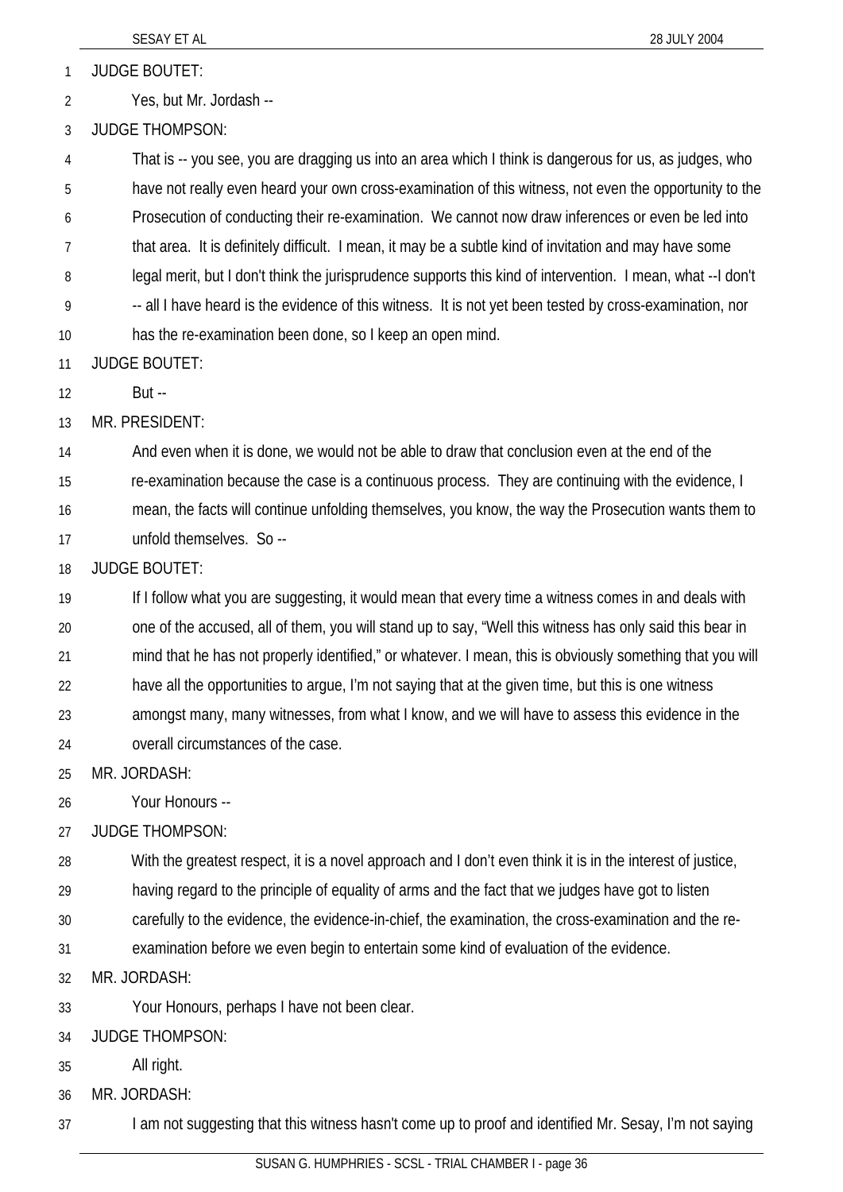JUDGE BOUTET:

Yes, but Mr. Jordash --

JUDGE THOMPSON:

That is -- you see, you are dragging us into an area which I think is dangerous for us, as judges, who have not really even heard your own cross-examination of this witness, not even the opportunity to the Prosecution of conducting their re-examination. We cannot now draw inferences or even be led into that area. It is definitely difficult. I mean, it may be a subtle kind of invitation and may have some legal merit, but I don't think the jurisprudence supports this kind of intervention. I mean, what --I don't -- all I have heard is the evidence of this witness. It is not yet been tested by cross-examination, nor has the re-examination been done, so I keep an open mind.

JUDGE BOUTET:

But --

MR. PRESIDENT:

And even when it is done, we would not be able to draw that conclusion even at the end of the re-examination because the case is a continuous process. They are continuing with the evidence, I mean, the facts will continue unfolding themselves, you know, the way the Prosecution wants them to unfold themselves. So --

JUDGE BOUTET:

If I follow what you are suggesting, it would mean that every time a witness comes in and deals with one of the accused, all of them, you will stand up to say, "Well this witness has only said this bear in mind that he has not properly identified," or whatever. I mean, this is obviously something that you will have all the opportunities to argue, I'm not saying that at the given time, but this is one witness amongst many, many witnesses, from what I know, and we will have to assess this evidence in the overall circumstances of the case.

MR. JORDASH:

Your Honours --

JUDGE THOMPSON:

With the greatest respect, it is a novel approach and I don't even think it is in the interest of justice, having regard to the principle of equality of arms and the fact that we judges have got to listen carefully to the evidence, the evidence-in-chief, the examination, the cross-examination and the re-examination before we even begin to entertain some kind of evaluation of the evidence.

MR. JORDASH:

Your Honours, perhaps I have not been clear.

JUDGE THOMPSON:

All right.

MR. JORDASH:

I am not suggesting that this witness hasn't come up to proof and identified Mr. Sesay, I'm not saying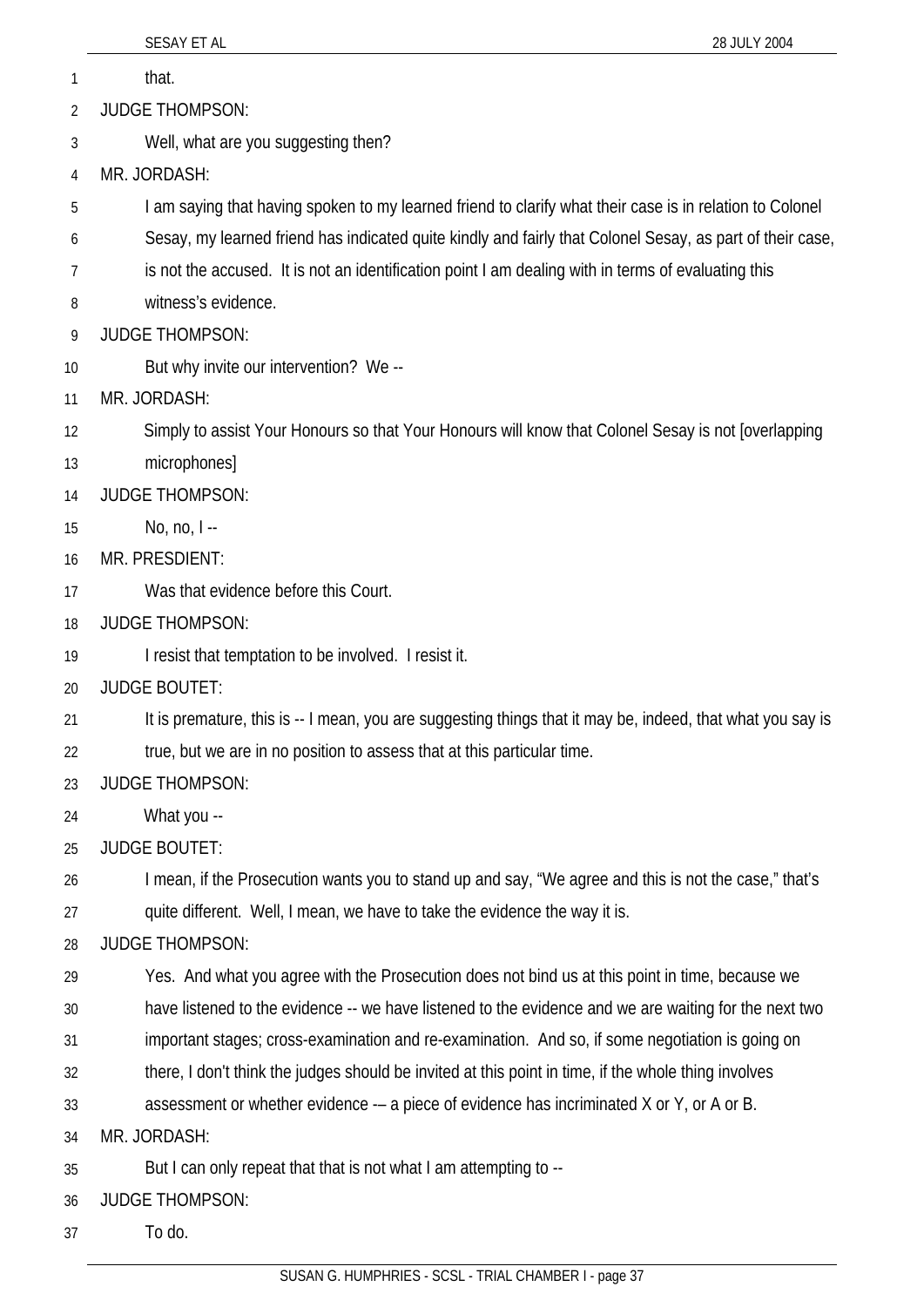that.

JUDGE THOMPSON:

Well, what are you suggesting then?

MR. JORDASH:

I am saying that having spoken to my learned friend to clarify what their case is in relation to Colonel Sesay, my learned friend has indicated quite kindly and fairly that Colonel Sesay, as part of their case, is not the accused. It is not an identification point I am dealing with in terms of evaluating this witness's evidence.

JUDGE THOMPSON:

But why invite our intervention? We --

MR. JORDASH:

Simply to assist Your Honours so that Your Honours will know that Colonel Sesay is not [overlapping microphones]

JUDGE THOMPSON:

No, no, I --

MR. PRESDIENT:

Was that evidence before this Court.

JUDGE THOMPSON:

I resist that temptation to be involved. I resist it.

JUDGE BOUTET:

It is premature, this is -- I mean, you are suggesting things that it may be, indeed, that what you say is true, but we are in no position to assess that at this particular time.

JUDGE THOMPSON:

What you --

JUDGE BOUTET:

I mean, if the Prosecution wants you to stand up and say, "We agree and this is not the case," that's quite different. Well, I mean, we have to take the evidence the way it is.

JUDGE THOMPSON:

Yes. And what you agree with the Prosecution does not bind us at this point in time, because we have listened to the evidence -- we have listened to the evidence and we are waiting for the next two important stages; cross-examination and re-examination. And so, if some negotiation is going on there, I don't think the judges should be invited at this point in time, if the whole thing involves assessment or whether evidence -– a piece of evidence has incriminated X or Y, or A or B.

MR. JORDASH:

But I can only repeat that that is not what I am attempting to --

JUDGE THOMPSON:

To do.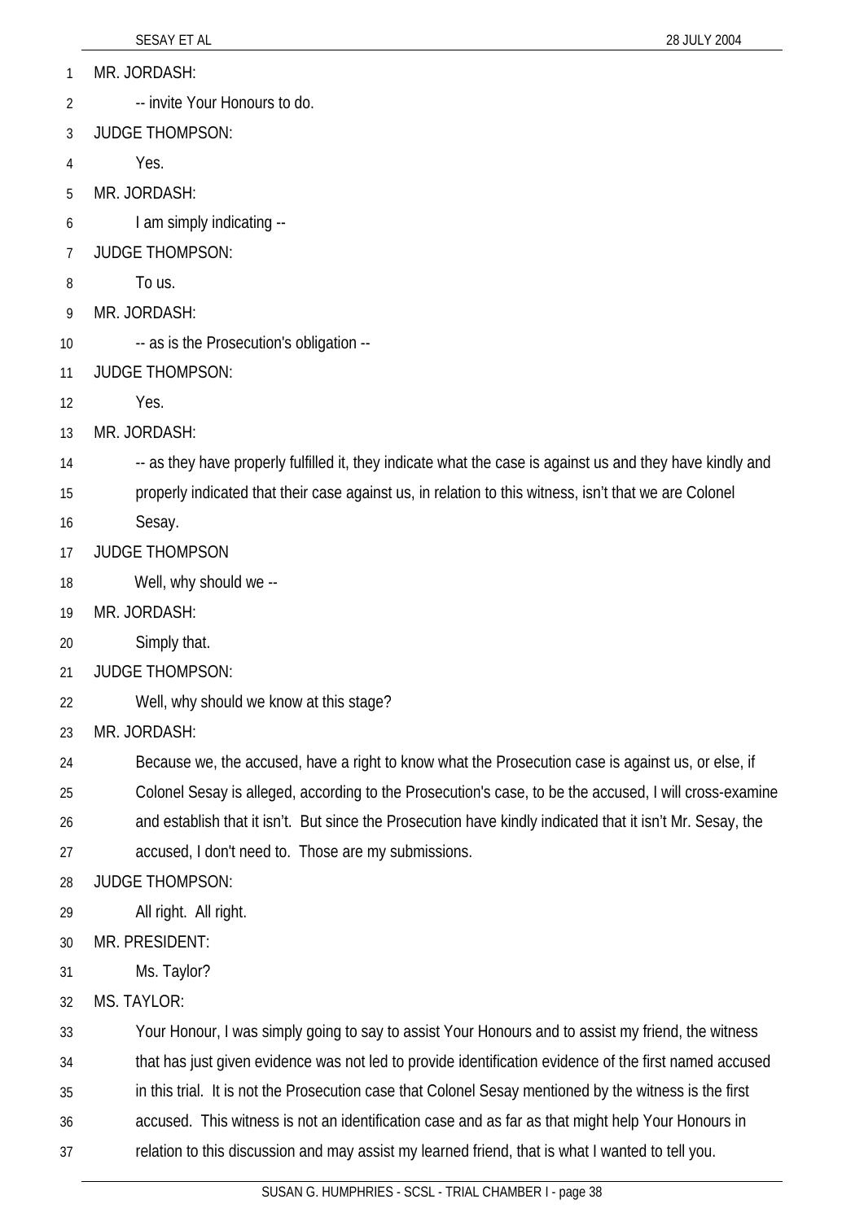MR. JORDASH:

-- invite Your Honours to do.

JUDGE THOMPSON:

Yes.

MR. JORDASH:

I am simply indicating --

JUDGE THOMPSON:

To us.

MR. JORDASH:

-- as is the Prosecution's obligation --

JUDGE THOMPSON:

Yes.

MR. JORDASH:

-- as they have properly fulfilled it, they indicate what the case is against us and they have kindly and properly indicated that their case against us, in relation to this witness, isn't that we are Colonel Sesay.

JUDGE THOMPSON

Well, why should we --

MR. JORDASH:

Simply that.

JUDGE THOMPSON:

Well, why should we know at this stage?

MR. JORDASH:

Because we, the accused, have a right to know what the Prosecution case is against us, or else, if Colonel Sesay is alleged, according to the Prosecution's case, to be the accused, I will cross-examine and establish that it isn't. But since the Prosecution have kindly indicated that it isn't Mr. Sesay, the accused, I don't need to. Those are my submissions.

JUDGE THOMPSON:

All right. All right.

MR. PRESIDENT:

Ms. Taylor?

MS. TAYLOR:

Your Honour, I was simply going to say to assist Your Honours and to assist my friend, the witness that has just given evidence was not led to provide identification evidence of the first named accused in this trial. It is not the Prosecution case that Colonel Sesay mentioned by the witness is the first accused. This witness is not an identification case and as far as that might help Your Honours in relation to this discussion and may assist my learned friend, that is what I wanted to tell you.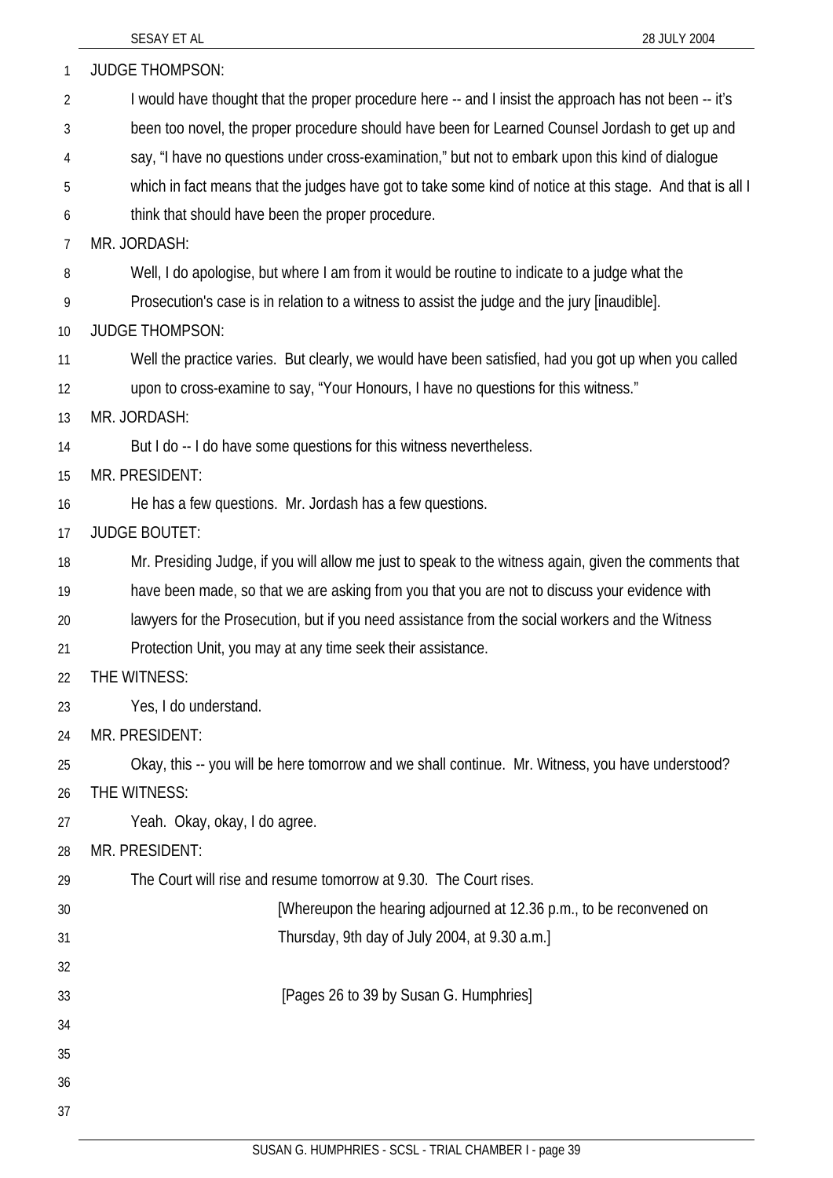JUDGE THOMPSON:

I would have thought that the proper procedure here -- and I insist the approach has not been -- it's been too novel, the proper procedure should have been for Learned Counsel Jordash to get up and say, "I have no questions under cross-examination," but not to embark upon this kind of dialogue which in fact means that the judges have got to take some kind of notice at this stage. And that is all I think that should have been the proper procedure.

MR. JORDASH:

Well, I do apologise, but where I am from it would be routine to indicate to a judge what the Prosecution's case is in relation to a witness to assist the judge and the jury [inaudible].

JUDGE THOMPSON:

Well the practice varies. But clearly, we would have been satisfied, had you got up when you called upon to cross-examine to say, "Your Honours, I have no questions for this witness."

MR. JORDASH:

But I do -- I do have some questions for this witness nevertheless.

MR. PRESIDENT:

He has a few questions. Mr. Jordash has a few questions.

JUDGE BOUTET:

Mr. Presiding Judge, if you will allow me just to speak to the witness again, given the comments that have been made, so that we are asking from you that you are not to discuss your evidence with lawyers for the Prosecution, but if you need assistance from the social workers and the Witness Protection Unit, you may at any time seek their assistance.

THE WITNESS:

Yes, I do understand.

MR. PRESIDENT:

Okay, this -- you will be here tomorrow and we shall continue. Mr. Witness, you have understood?

THE WITNESS:

Yeah. Okay, okay, I do agree.

MR. PRESIDENT:

The Court will rise and resume tomorrow at 9.30. The Court rises.

[Whereupon the hearing adjourned at 12.36 p.m., to be reconvened on Thursday, 9th day of July 2004, at 9.30 a.m.]

[Pages 26 to 39 by Susan G. Humphries]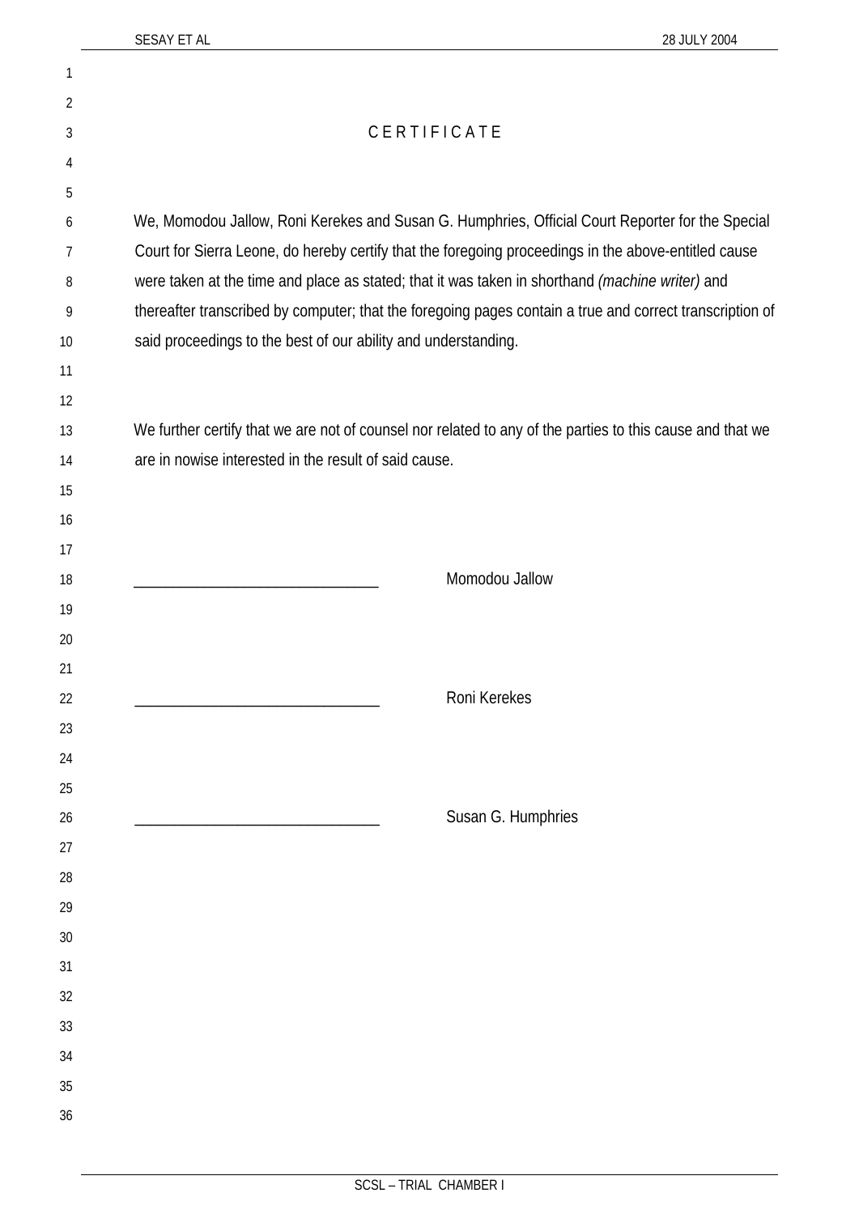# C E R T I F I C A T E

We, Momodou Jallow, Roni Kerekes and Susan G. Humphries, Official Court Reporter for the Special Court for Sierra Leone, do hereby certify that the foregoing proceedings in the above-entitled cause were taken at the time and place as stated; that it was taken in shorthand *(machine writer)* and thereafter transcribed by computer; that the foregoing pages contain a true and correct transcription of said proceedings to the best of our ability and understanding.

We further certify that we are not of counsel nor related to any of the parties to this cause and that we are in nowise interested in the result of said cause.

_______________________________ Momodou Jallow

_______________________________ Roni Kerekes

_______________________________ Susan G. Humphries